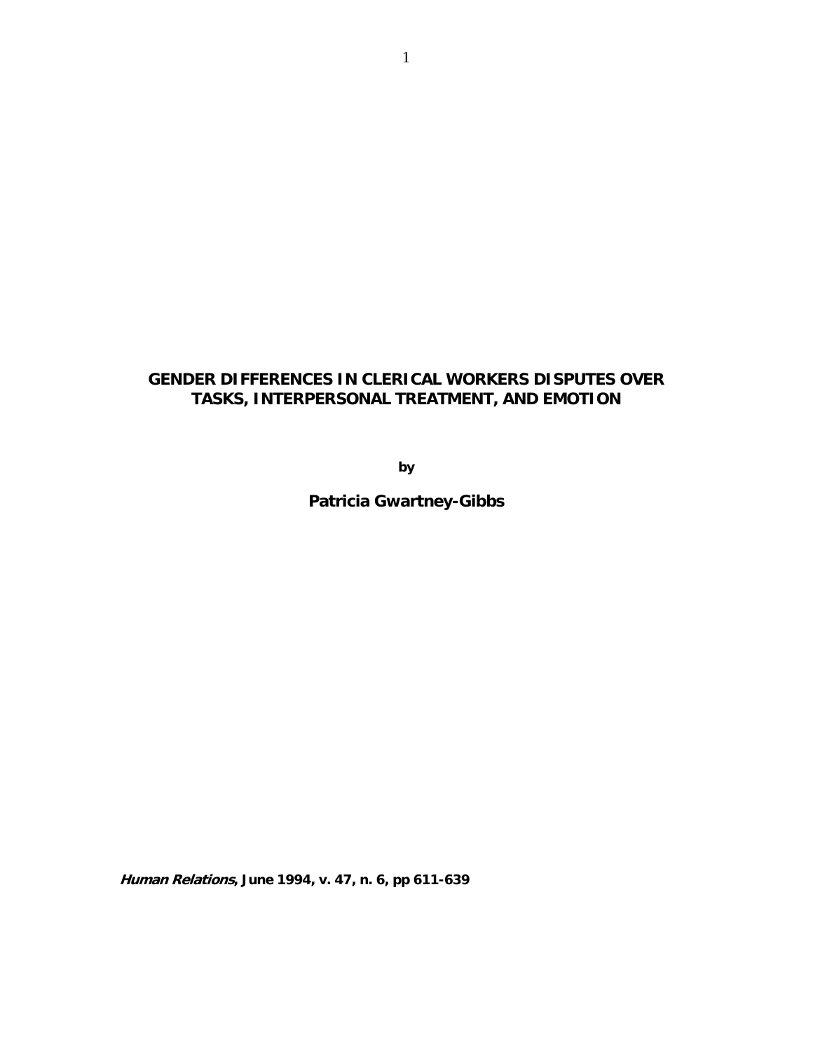# GENDER DIFFERENCES IN CLERICAL WORKERS DISPUTES OVER TASKS, INTERPERSONAL TREATMENT, AND EMOTION

**by**

**Patricia Gwartney-Gibbs**

***Human Relations*, June 1994, v. 47, n. 6, pp 611-639**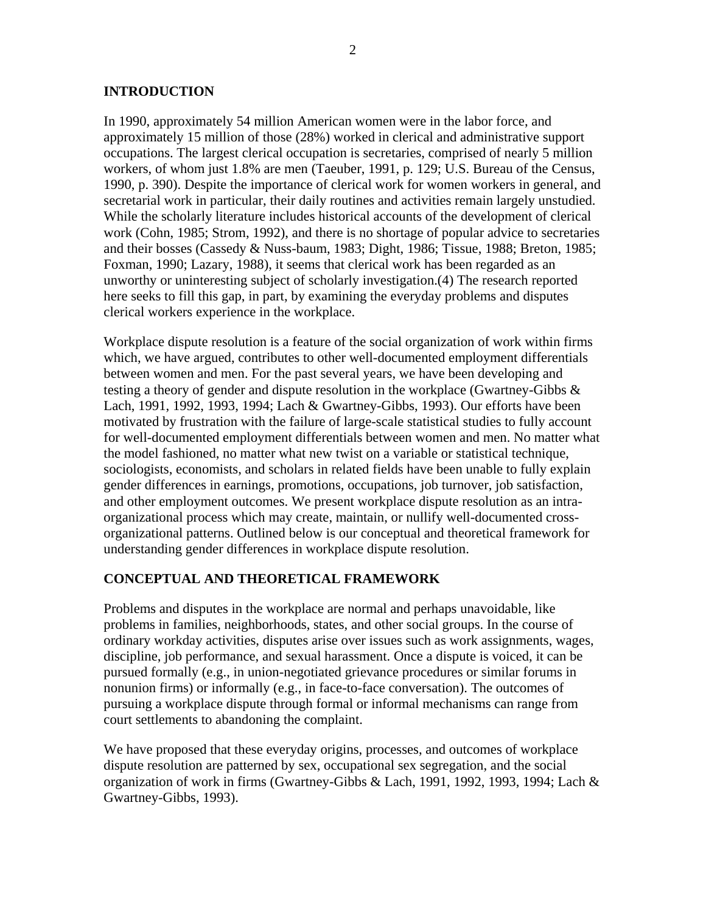## INTRODUCTION

In 1990, approximately 54 million American women were in the labor force, and approximately 15 million of those (28%) worked in clerical and administrative support occupations. The largest clerical occupation is secretaries, comprised of nearly 5 million workers, of whom just 1.8% are men (Taeuber, 1991, p. 129; U.S. Bureau of the Census, 1990, p. 390). Despite the importance of clerical work for women workers in general, and secretarial work in particular, their daily routines and activities remain largely unstudied. While the scholarly literature includes historical accounts of the development of clerical work (Cohn, 1985; Strom, 1992), and there is no shortage of popular advice to secretaries and their bosses (Cassedy & Nuss-baum, 1983; Dight, 1986; Tissue, 1988; Breton, 1985; Foxman, 1990; Lazary, 1988), it seems that clerical work has been regarded as an unworthy or uninteresting subject of scholarly investigation.(4) The research reported here seeks to fill this gap, in part, by examining the everyday problems and disputes clerical workers experience in the workplace.

Workplace dispute resolution is a feature of the social organization of work within firms which, we have argued, contributes to other well-documented employment differentials between women and men. For the past several years, we have been developing and testing a theory of gender and dispute resolution in the workplace (Gwartney-Gibbs & Lach, 1991, 1992, 1993, 1994; Lach & Gwartney-Gibbs, 1993). Our efforts have been motivated by frustration with the failure of large-scale statistical studies to fully account for well-documented employment differentials between women and men. No matter what the model fashioned, no matter what new twist on a variable or statistical technique, sociologists, economists, and scholars in related fields have been unable to fully explain gender differences in earnings, promotions, occupations, job turnover, job satisfaction, and other employment outcomes. We present workplace dispute resolution as an intra-organizational process which may create, maintain, or nullify well-documented cross-organizational patterns. Outlined below is our conceptual and theoretical framework for understanding gender differences in workplace dispute resolution.

## CONCEPTUAL AND THEORETICAL FRAMEWORK

Problems and disputes in the workplace are normal and perhaps unavoidable, like problems in families, neighborhoods, states, and other social groups. In the course of ordinary workday activities, disputes arise over issues such as work assignments, wages, discipline, job performance, and sexual harassment. Once a dispute is voiced, it can be pursued formally (e.g., in union-negotiated grievance procedures or similar forums in nonunion firms) or informally (e.g., in face-to-face conversation). The outcomes of pursuing a workplace dispute through formal or informal mechanisms can range from court settlements to abandoning the complaint.

We have proposed that these everyday origins, processes, and outcomes of workplace dispute resolution are patterned by sex, occupational sex segregation, and the social organization of work in firms (Gwartney-Gibbs & Lach, 1991, 1992, 1993, 1994; Lach & Gwartney-Gibbs, 1993).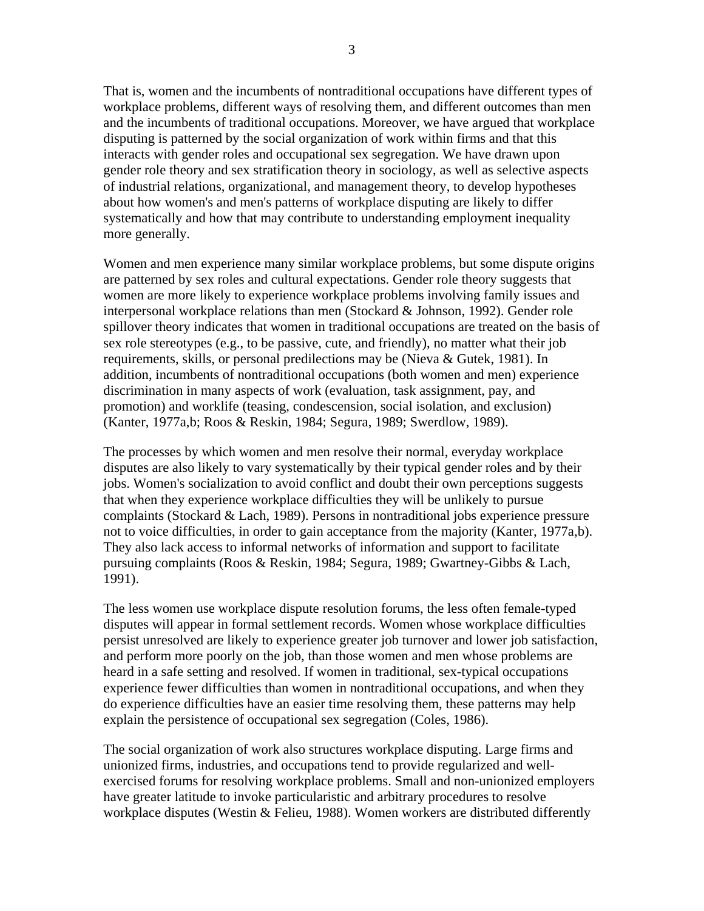That is, women and the incumbents of nontraditional occupations have different types of workplace problems, different ways of resolving them, and different outcomes than men and the incumbents of traditional occupations. Moreover, we have argued that workplace disputing is patterned by the social organization of work within firms and that this interacts with gender roles and occupational sex segregation. We have drawn upon gender role theory and sex stratification theory in sociology, as well as selective aspects of industrial relations, organizational, and management theory, to develop hypotheses about how women's and men's patterns of workplace disputing are likely to differ systematically and how that may contribute to understanding employment inequality more generally.

Women and men experience many similar workplace problems, but some dispute origins are patterned by sex roles and cultural expectations. Gender role theory suggests that women are more likely to experience workplace problems involving family issues and interpersonal workplace relations than men (Stockard & Johnson, 1992). Gender role spillover theory indicates that women in traditional occupations are treated on the basis of sex role stereotypes (e.g., to be passive, cute, and friendly), no matter what their job requirements, skills, or personal predilections may be (Nieva & Gutek, 1981). In addition, incumbents of nontraditional occupations (both women and men) experience discrimination in many aspects of work (evaluation, task assignment, pay, and promotion) and worklife (teasing, condescension, social isolation, and exclusion) (Kanter, 1977a,b; Roos & Reskin, 1984; Segura, 1989; Swerdlow, 1989).

The processes by which women and men resolve their normal, everyday workplace disputes are also likely to vary systematically by their typical gender roles and by their jobs. Women's socialization to avoid conflict and doubt their own perceptions suggests that when they experience workplace difficulties they will be unlikely to pursue complaints (Stockard & Lach, 1989). Persons in nontraditional jobs experience pressure not to voice difficulties, in order to gain acceptance from the majority (Kanter, 1977a,b). They also lack access to informal networks of information and support to facilitate pursuing complaints (Roos & Reskin, 1984; Segura, 1989; Gwartney-Gibbs & Lach, 1991).

The less women use workplace dispute resolution forums, the less often female-typed disputes will appear in formal settlement records. Women whose workplace difficulties persist unresolved are likely to experience greater job turnover and lower job satisfaction, and perform more poorly on the job, than those women and men whose problems are heard in a safe setting and resolved. If women in traditional, sex-typical occupations experience fewer difficulties than women in nontraditional occupations, and when they do experience difficulties have an easier time resolving them, these patterns may help explain the persistence of occupational sex segregation (Coles, 1986).

The social organization of work also structures workplace disputing. Large firms and unionized firms, industries, and occupations tend to provide regularized and well-exercised forums for resolving workplace problems. Small and non-unionized employers have greater latitude to invoke particularistic and arbitrary procedures to resolve workplace disputes (Westin & Felieu, 1988). Women workers are distributed differently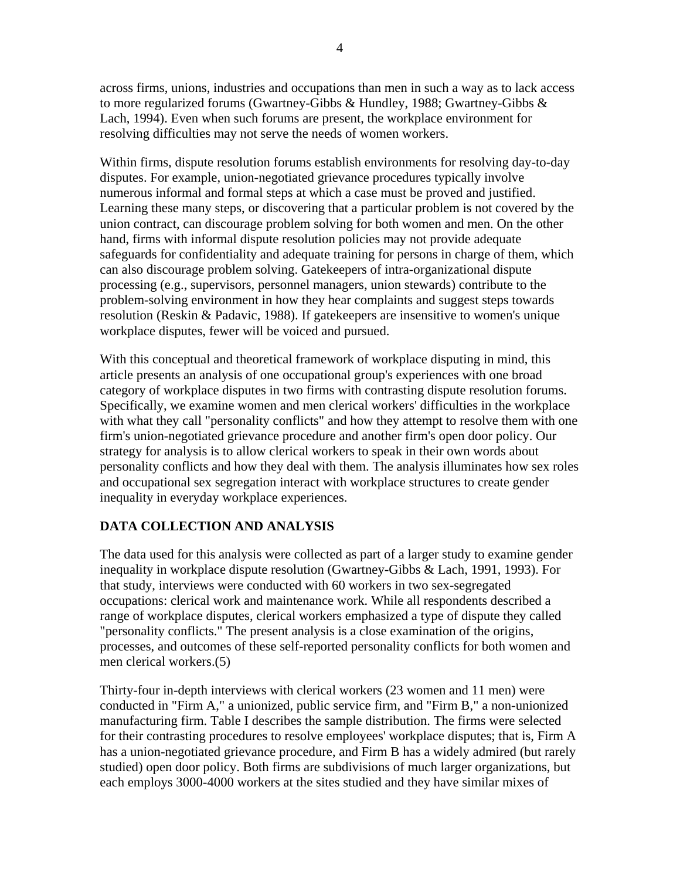across firms, unions, industries and occupations than men in such a way as to lack access to more regularized forums (Gwartney-Gibbs & Hundley, 1988; Gwartney-Gibbs & Lach, 1994). Even when such forums are present, the workplace environment for resolving difficulties may not serve the needs of women workers.

Within firms, dispute resolution forums establish environments for resolving day-to-day disputes. For example, union-negotiated grievance procedures typically involve numerous informal and formal steps at which a case must be proved and justified. Learning these many steps, or discovering that a particular problem is not covered by the union contract, can discourage problem solving for both women and men. On the other hand, firms with informal dispute resolution policies may not provide adequate safeguards for confidentiality and adequate training for persons in charge of them, which can also discourage problem solving. Gatekeepers of intra-organizational dispute processing (e.g., supervisors, personnel managers, union stewards) contribute to the problem-solving environment in how they hear complaints and suggest steps towards resolution (Reskin & Padavic, 1988). If gatekeepers are insensitive to women's unique workplace disputes, fewer will be voiced and pursued.

With this conceptual and theoretical framework of workplace disputing in mind, this article presents an analysis of one occupational group's experiences with one broad category of workplace disputes in two firms with contrasting dispute resolution forums. Specifically, we examine women and men clerical workers' difficulties in the workplace with what they call "personality conflicts" and how they attempt to resolve them with one firm's union-negotiated grievance procedure and another firm's open door policy. Our strategy for analysis is to allow clerical workers to speak in their own words about personality conflicts and how they deal with them. The analysis illuminates how sex roles and occupational sex segregation interact with workplace structures to create gender inequality in everyday workplace experiences.

## DATA COLLECTION AND ANALYSIS

The data used for this analysis were collected as part of a larger study to examine gender inequality in workplace dispute resolution (Gwartney-Gibbs & Lach, 1991, 1993). For that study, interviews were conducted with 60 workers in two sex-segregated occupations: clerical work and maintenance work. While all respondents described a range of workplace disputes, clerical workers emphasized a type of dispute they called "personality conflicts." The present analysis is a close examination of the origins, processes, and outcomes of these self-reported personality conflicts for both women and men clerical workers.(5)

Thirty-four in-depth interviews with clerical workers (23 women and 11 men) were conducted in "Firm A," a unionized, public service firm, and "Firm B," a non-unionized manufacturing firm. Table I describes the sample distribution. The firms were selected for their contrasting procedures to resolve employees' workplace disputes; that is, Firm A has a union-negotiated grievance procedure, and Firm B has a widely admired (but rarely studied) open door policy. Both firms are subdivisions of much larger organizations, but each employs 3000-4000 workers at the sites studied and they have similar mixes of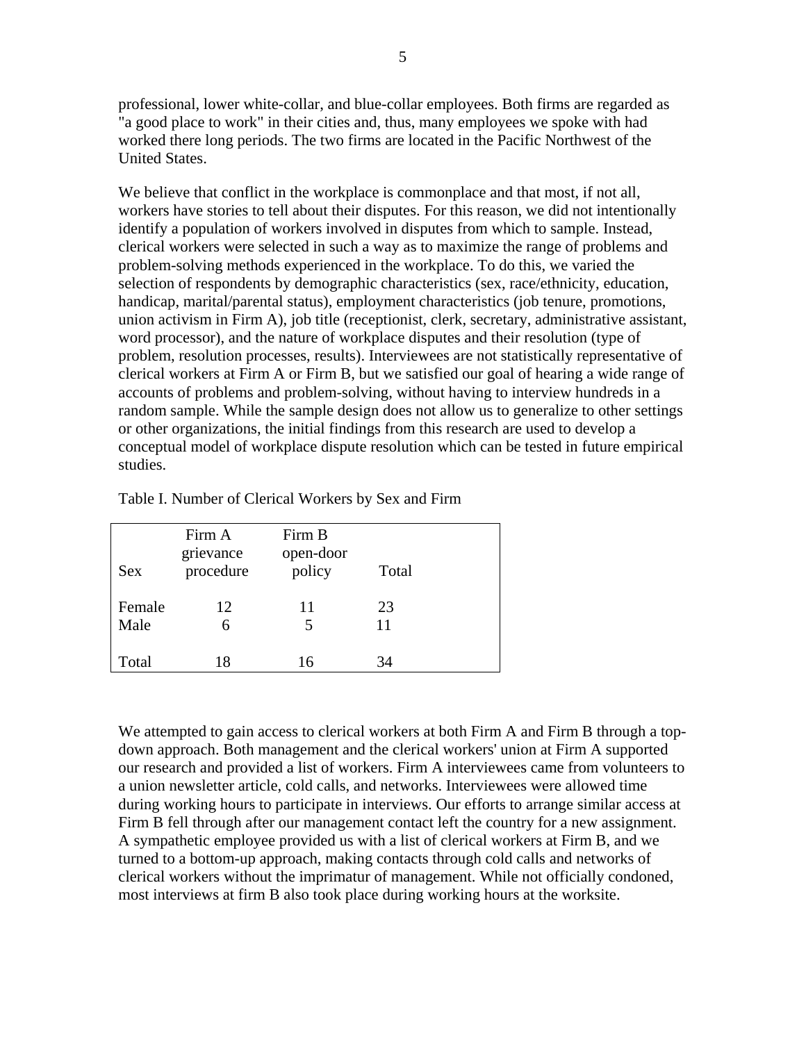professional, lower white-collar, and blue-collar employees. Both firms are regarded as "a good place to work" in their cities and, thus, many employees we spoke with had worked there long periods. The two firms are located in the Pacific Northwest of the United States.

We believe that conflict in the workplace is commonplace and that most, if not all, workers have stories to tell about their disputes. For this reason, we did not intentionally identify a population of workers involved in disputes from which to sample. Instead, clerical workers were selected in such a way as to maximize the range of problems and problem-solving methods experienced in the workplace. To do this, we varied the selection of respondents by demographic characteristics (sex, race/ethnicity, education, handicap, marital/parental status), employment characteristics (job tenure, promotions, union activism in Firm A), job title (receptionist, clerk, secretary, administrative assistant, word processor), and the nature of workplace disputes and their resolution (type of problem, resolution processes, results). Interviewees are not statistically representative of clerical workers at Firm A or Firm B, but we satisfied our goal of hearing a wide range of accounts of problems and problem-solving, without having to interview hundreds in a random sample. While the sample design does not allow us to generalize to other settings or other organizations, the initial findings from this research are used to develop a conceptual model of workplace dispute resolution which can be tested in future empirical studies.

Table I. Number of Clerical Workers by Sex and Firm

| Sex | Firm A grievance procedure | Firm B open-door policy | Total |
|---|---|---|---|
| Female | 12 | 11 | 23 |
| Male | 6 | 5 | 11 |
| Total | 18 | 16 | 34 |

We attempted to gain access to clerical workers at both Firm A and Firm B through a top-down approach. Both management and the clerical workers' union at Firm A supported our research and provided a list of workers. Firm A interviewees came from volunteers to a union newsletter article, cold calls, and networks. Interviewees were allowed time during working hours to participate in interviews. Our efforts to arrange similar access at Firm B fell through after our management contact left the country for a new assignment. A sympathetic employee provided us with a list of clerical workers at Firm B, and we turned to a bottom-up approach, making contacts through cold calls and networks of clerical workers without the imprimatur of management. While not officially condoned, most interviews at firm B also took place during working hours at the worksite.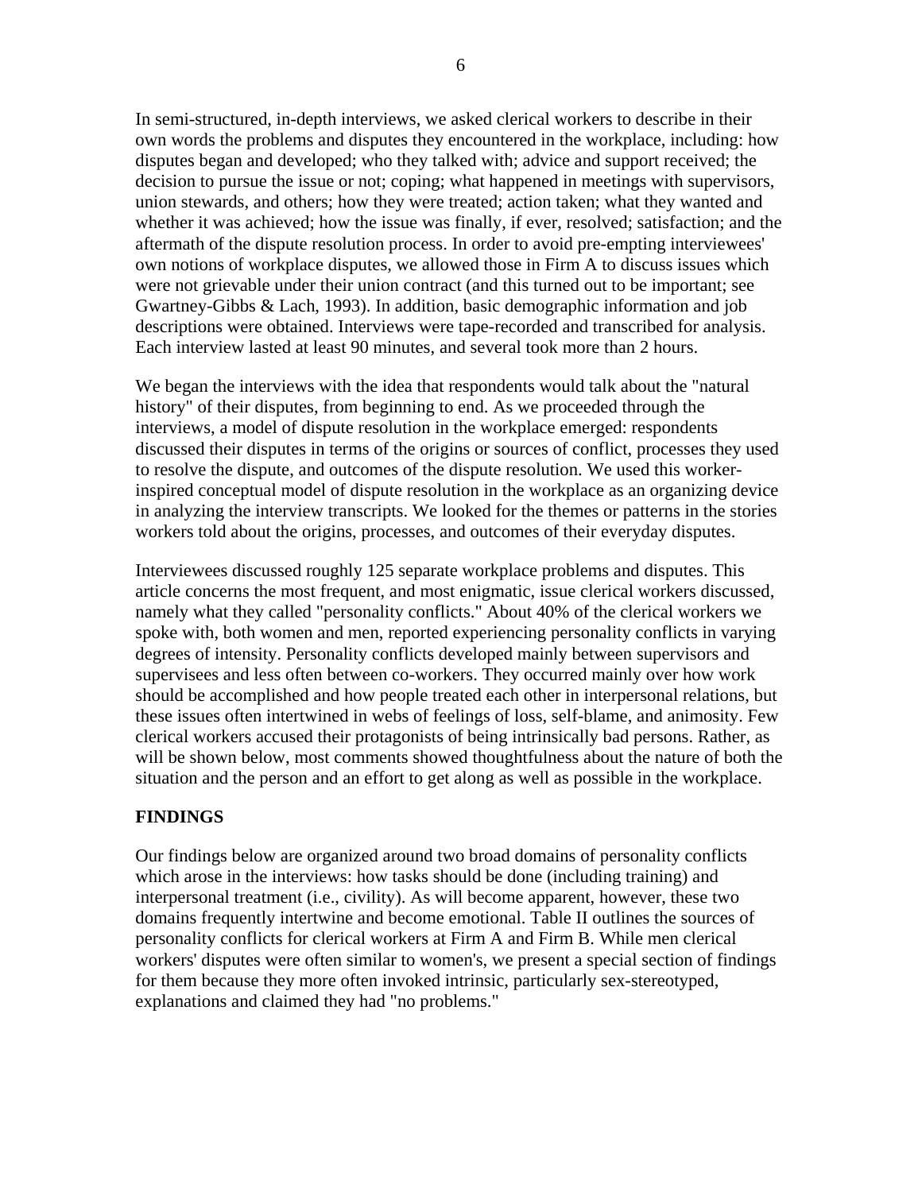In semi-structured, in-depth interviews, we asked clerical workers to describe in their own words the problems and disputes they encountered in the workplace, including: how disputes began and developed; who they talked with; advice and support received; the decision to pursue the issue or not; coping; what happened in meetings with supervisors, union stewards, and others; how they were treated; action taken; what they wanted and whether it was achieved; how the issue was finally, if ever, resolved; satisfaction; and the aftermath of the dispute resolution process. In order to avoid pre-empting interviewees' own notions of workplace disputes, we allowed those in Firm A to discuss issues which were not grievable under their union contract (and this turned out to be important; see Gwartney-Gibbs & Lach, 1993). In addition, basic demographic information and job descriptions were obtained. Interviews were tape-recorded and transcribed for analysis. Each interview lasted at least 90 minutes, and several took more than 2 hours.

We began the interviews with the idea that respondents would talk about the "natural history" of their disputes, from beginning to end. As we proceeded through the interviews, a model of dispute resolution in the workplace emerged: respondents discussed their disputes in terms of the origins or sources of conflict, processes they used to resolve the dispute, and outcomes of the dispute resolution. We used this worker-inspired conceptual model of dispute resolution in the workplace as an organizing device in analyzing the interview transcripts. We looked for the themes or patterns in the stories workers told about the origins, processes, and outcomes of their everyday disputes.

Interviewees discussed roughly 125 separate workplace problems and disputes. This article concerns the most frequent, and most enigmatic, issue clerical workers discussed, namely what they called "personality conflicts." About 40% of the clerical workers we spoke with, both women and men, reported experiencing personality conflicts in varying degrees of intensity. Personality conflicts developed mainly between supervisors and supervisees and less often between co-workers. They occurred mainly over how work should be accomplished and how people treated each other in interpersonal relations, but these issues often intertwined in webs of feelings of loss, self-blame, and animosity. Few clerical workers accused their protagonists of being intrinsically bad persons. Rather, as will be shown below, most comments showed thoughtfulness about the nature of both the situation and the person and an effort to get along as well as possible in the workplace.

## FINDINGS

Our findings below are organized around two broad domains of personality conflicts which arose in the interviews: how tasks should be done (including training) and interpersonal treatment (i.e., civility). As will become apparent, however, these two domains frequently intertwine and become emotional. Table II outlines the sources of personality conflicts for clerical workers at Firm A and Firm B. While men clerical workers' disputes were often similar to women's, we present a special section of findings for them because they more often invoked intrinsic, particularly sex-stereotyped, explanations and claimed they had "no problems."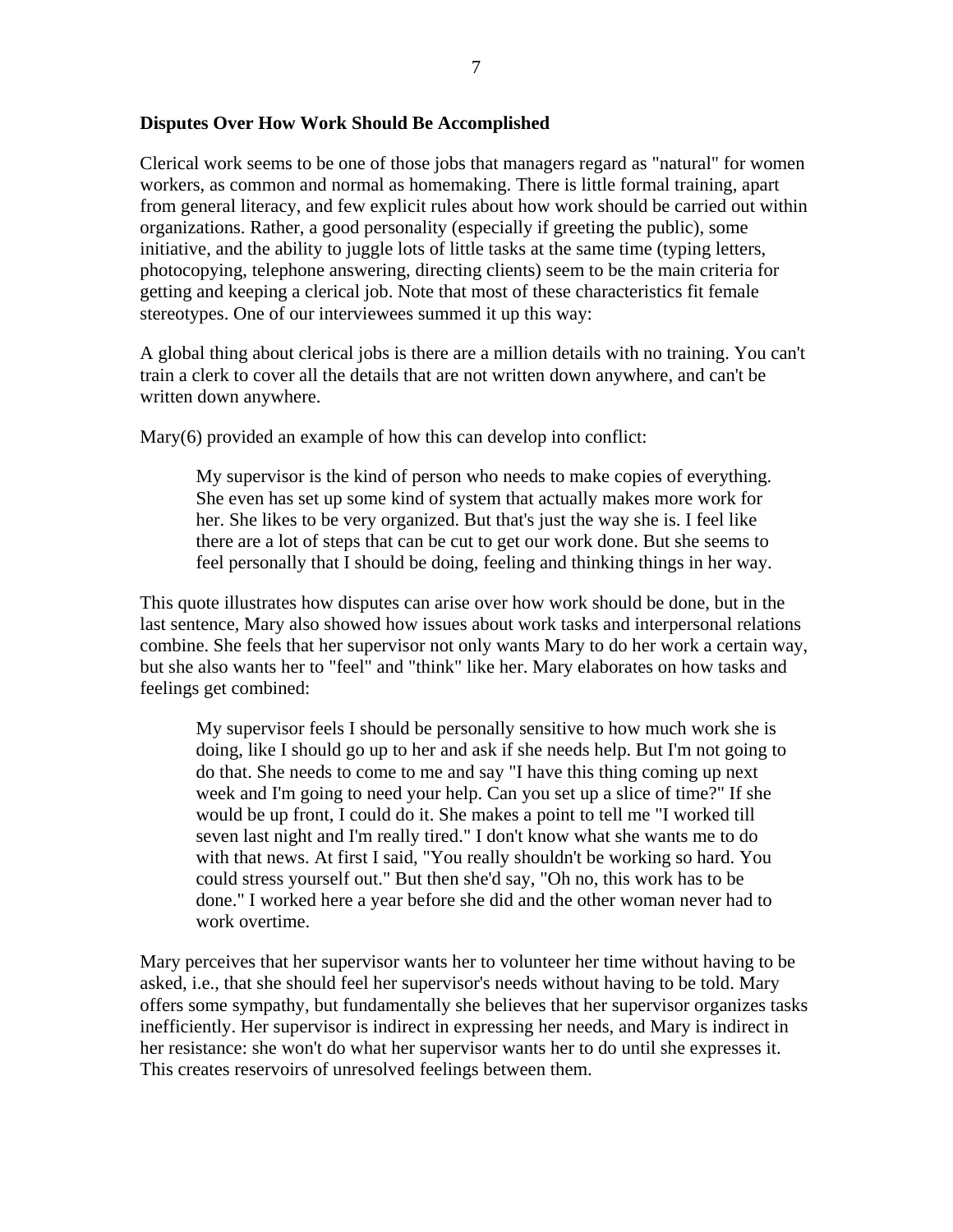**Disputes Over How Work Should Be Accomplished**

Clerical work seems to be one of those jobs that managers regard as "natural" for women workers, as common and normal as homemaking. There is little formal training, apart from general literacy, and few explicit rules about how work should be carried out within organizations. Rather, a good personality (especially if greeting the public), some initiative, and the ability to juggle lots of little tasks at the same time (typing letters, photocopying, telephone answering, directing clients) seem to be the main criteria for getting and keeping a clerical job. Note that most of these characteristics fit female stereotypes. One of our interviewees summed it up this way:

A global thing about clerical jobs is there are a million details with no training. You can't train a clerk to cover all the details that are not written down anywhere, and can't be written down anywhere.

Mary(6) provided an example of how this can develop into conflict:

> My supervisor is the kind of person who needs to make copies of everything. She even has set up some kind of system that actually makes more work for her. She likes to be very organized. But that's just the way she is. I feel like there are a lot of steps that can be cut to get our work done. But she seems to feel personally that I should be doing, feeling and thinking things in her way.

This quote illustrates how disputes can arise over how work should be done, but in the last sentence, Mary also showed how issues about work tasks and interpersonal relations combine. She feels that her supervisor not only wants Mary to do her work a certain way, but she also wants her to "feel" and "think" like her. Mary elaborates on how tasks and feelings get combined:

> My supervisor feels I should be personally sensitive to how much work she is doing, like I should go up to her and ask if she needs help. But I'm not going to do that. She needs to come to me and say "I have this thing coming up next week and I'm going to need your help. Can you set up a slice of time?" If she would be up front, I could do it. She makes a point to tell me "I worked till seven last night and I'm really tired." I don't know what she wants me to do with that news. At first I said, "You really shouldn't be working so hard. You could stress yourself out." But then she'd say, "Oh no, this work has to be done." I worked here a year before she did and the other woman never had to work overtime.

Mary perceives that her supervisor wants her to volunteer her time without having to be asked, i.e., that she should feel her supervisor's needs without having to be told. Mary offers some sympathy, but fundamentally she believes that her supervisor organizes tasks inefficiently. Her supervisor is indirect in expressing her needs, and Mary is indirect in her resistance: she won't do what her supervisor wants her to do until she expresses it. This creates reservoirs of unresolved feelings between them.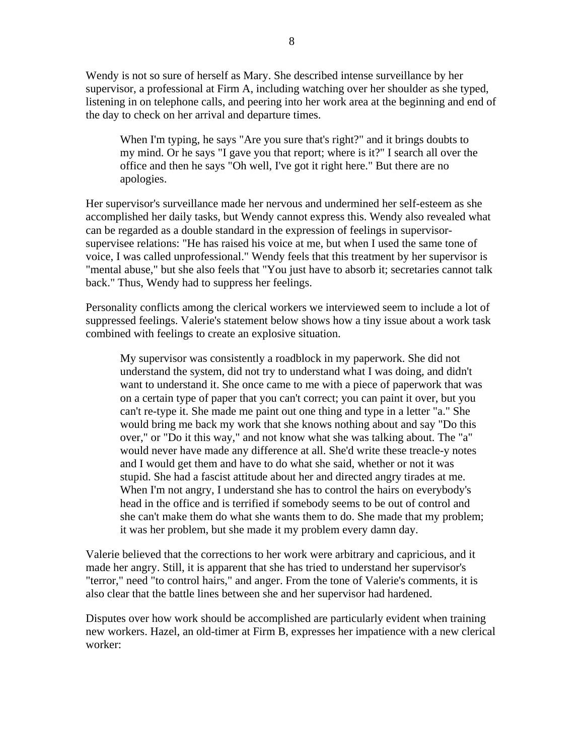Wendy is not so sure of herself as Mary. She described intense surveillance by her supervisor, a professional at Firm A, including watching over her shoulder as she typed, listening in on telephone calls, and peering into her work area at the beginning and end of the day to check on her arrival and departure times.

> When I'm typing, he says "Are you sure that's right?" and it brings doubts to my mind. Or he says "I gave you that report; where is it?" I search all over the office and then he says "Oh well, I've got it right here." But there are no apologies.

Her supervisor's surveillance made her nervous and undermined her self-esteem as she accomplished her daily tasks, but Wendy cannot express this. Wendy also revealed what can be regarded as a double standard in the expression of feelings in supervisor-supervisee relations: "He has raised his voice at me, but when I used the same tone of voice, I was called unprofessional." Wendy feels that this treatment by her supervisor is "mental abuse," but she also feels that "You just have to absorb it; secretaries cannot talk back." Thus, Wendy had to suppress her feelings.

Personality conflicts among the clerical workers we interviewed seem to include a lot of suppressed feelings. Valerie's statement below shows how a tiny issue about a work task combined with feelings to create an explosive situation.

> My supervisor was consistently a roadblock in my paperwork. She did not understand the system, did not try to understand what I was doing, and didn't want to understand it. She once came to me with a piece of paperwork that was on a certain type of paper that you can't correct; you can paint it over, but you can't re-type it. She made me paint out one thing and type in a letter "a." She would bring me back my work that she knows nothing about and say "Do this over," or "Do it this way," and not know what she was talking about. The "a" would never have made any difference at all. She'd write these treacle-y notes and I would get them and have to do what she said, whether or not it was stupid. She had a fascist attitude about her and directed angry tirades at me. When I'm not angry, I understand she has to control the hairs on everybody's head in the office and is terrified if somebody seems to be out of control and she can't make them do what she wants them to do. She made that my problem; it was her problem, but she made it my problem every damn day.

Valerie believed that the corrections to her work were arbitrary and capricious, and it made her angry. Still, it is apparent that she has tried to understand her supervisor's "terror," need "to control hairs," and anger. From the tone of Valerie's comments, it is also clear that the battle lines between she and her supervisor had hardened.

Disputes over how work should be accomplished are particularly evident when training new workers. Hazel, an old-timer at Firm B, expresses her impatience with a new clerical worker: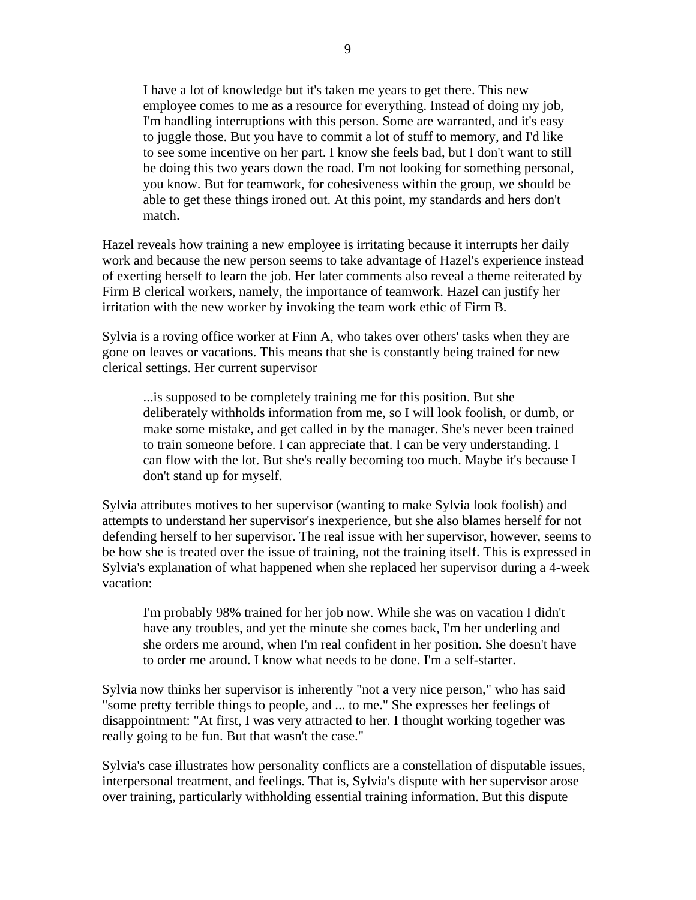> I have a lot of knowledge but it's taken me years to get there. This new employee comes to me as a resource for everything. Instead of doing my job, I'm handling interruptions with this person. Some are warranted, and it's easy to juggle those. But you have to commit a lot of stuff to memory, and I'd like to see some incentive on her part. I know she feels bad, but I don't want to still be doing this two years down the road. I'm not looking for something personal, you know. But for teamwork, for cohesiveness within the group, we should be able to get these things ironed out. At this point, my standards and hers don't match.

Hazel reveals how training a new employee is irritating because it interrupts her daily work and because the new person seems to take advantage of Hazel's experience instead of exerting herself to learn the job. Her later comments also reveal a theme reiterated by Firm B clerical workers, namely, the importance of teamwork. Hazel can justify her irritation with the new worker by invoking the team work ethic of Firm B.

Sylvia is a roving office worker at Finn A, who takes over others' tasks when they are gone on leaves or vacations. This means that she is constantly being trained for new clerical settings. Her current supervisor

> ...is supposed to be completely training me for this position. But she deliberately withholds information from me, so I will look foolish, or dumb, or make some mistake, and get called in by the manager. She's never been trained to train someone before. I can appreciate that. I can be very understanding. I can flow with the lot. But she's really becoming too much. Maybe it's because I don't stand up for myself.

Sylvia attributes motives to her supervisor (wanting to make Sylvia look foolish) and attempts to understand her supervisor's inexperience, but she also blames herself for not defending herself to her supervisor. The real issue with her supervisor, however, seems to be how she is treated over the issue of training, not the training itself. This is expressed in Sylvia's explanation of what happened when she replaced her supervisor during a 4-week vacation:

> I'm probably 98% trained for her job now. While she was on vacation I didn't have any troubles, and yet the minute she comes back, I'm her underling and she orders me around, when I'm real confident in her position. She doesn't have to order me around. I know what needs to be done. I'm a self-starter.

Sylvia now thinks her supervisor is inherently "not a very nice person," who has said "some pretty terrible things to people, and ... to me." She expresses her feelings of disappointment: "At first, I was very attracted to her. I thought working together was really going to be fun. But that wasn't the case."

Sylvia's case illustrates how personality conflicts are a constellation of disputable issues, interpersonal treatment, and feelings. That is, Sylvia's dispute with her supervisor arose over training, particularly withholding essential training information. But this dispute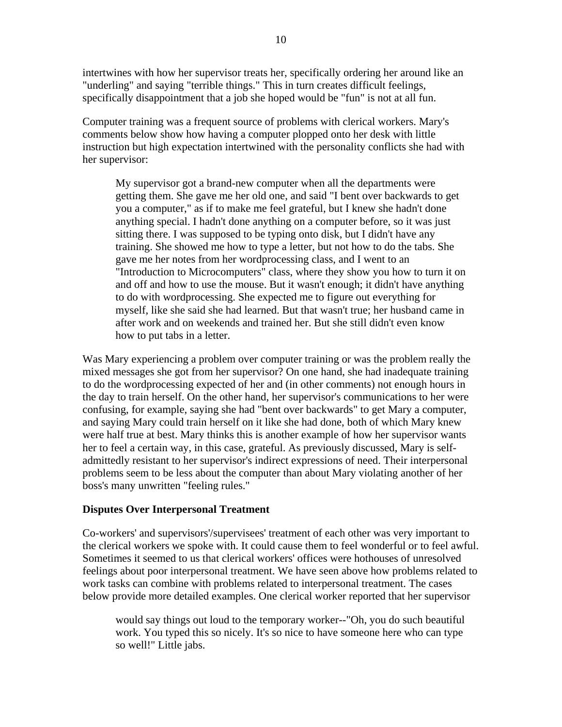intertwines with how her supervisor treats her, specifically ordering her around like an "underling" and saying "terrible things." This in turn creates difficult feelings, specifically disappointment that a job she hoped would be "fun" is not at all fun.

Computer training was a frequent source of problems with clerical workers. Mary's comments below show how having a computer plopped onto her desk with little instruction but high expectation intertwined with the personality conflicts she had with her supervisor:

> My supervisor got a brand-new computer when all the departments were getting them. She gave me her old one, and said "I bent over backwards to get you a computer," as if to make me feel grateful, but I knew she hadn't done anything special. I hadn't done anything on a computer before, so it was just sitting there. I was supposed to be typing onto disk, but I didn't have any training. She showed me how to type a letter, but not how to do the tabs. She gave me her notes from her wordprocessing class, and I went to an "Introduction to Microcomputers" class, where they show you how to turn it on and off and how to use the mouse. But it wasn't enough; it didn't have anything to do with wordprocessing. She expected me to figure out everything for myself, like she said she had learned. But that wasn't true; her husband came in after work and on weekends and trained her. But she still didn't even know how to put tabs in a letter.

Was Mary experiencing a problem over computer training or was the problem really the mixed messages she got from her supervisor? On one hand, she had inadequate training to do the wordprocessing expected of her and (in other comments) not enough hours in the day to train herself. On the other hand, her supervisor's communications to her were confusing, for example, saying she had "bent over backwards" to get Mary a computer, and saying Mary could train herself on it like she had done, both of which Mary knew were half true at best. Mary thinks this is another example of how her supervisor wants her to feel a certain way, in this case, grateful. As previously discussed, Mary is self-admittedly resistant to her supervisor's indirect expressions of need. Their interpersonal problems seem to be less about the computer than about Mary violating another of her boss's many unwritten "feeling rules."

**Disputes Over Interpersonal Treatment**

Co-workers' and supervisors'/supervisees' treatment of each other was very important to the clerical workers we spoke with. It could cause them to feel wonderful or to feel awful. Sometimes it seemed to us that clerical workers' offices were hothouses of unresolved feelings about poor interpersonal treatment. We have seen above how problems related to work tasks can combine with problems related to interpersonal treatment. The cases below provide more detailed examples. One clerical worker reported that her supervisor

> would say things out loud to the temporary worker--"Oh, you do such beautiful work. You typed this so nicely. It's so nice to have someone here who can type so well!" Little jabs.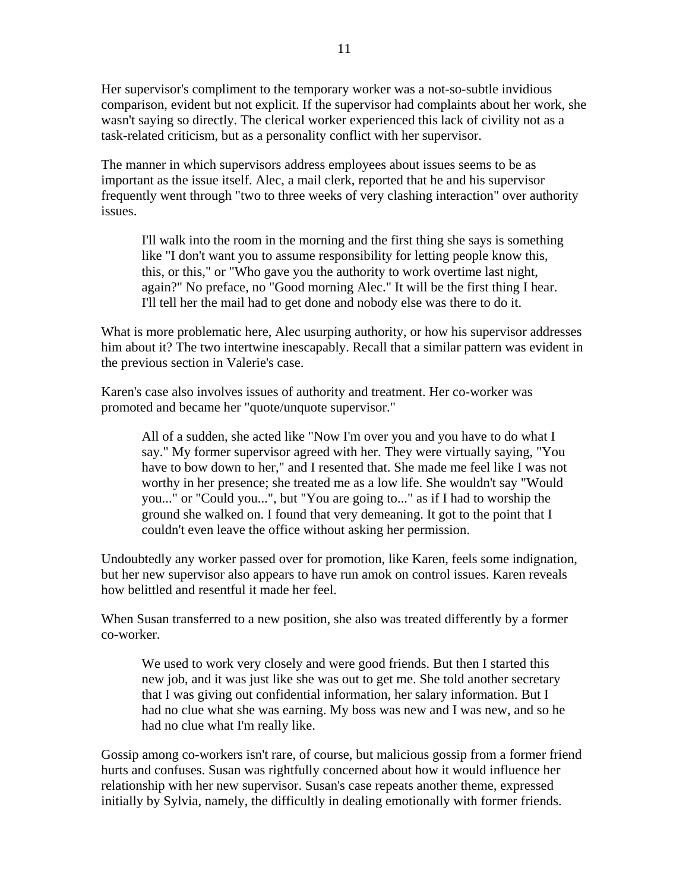Her supervisor's compliment to the temporary worker was a not-so-subtle invidious comparison, evident but not explicit. If the supervisor had complaints about her work, she wasn't saying so directly. The clerical worker experienced this lack of civility not as a task-related criticism, but as a personality conflict with her supervisor.

The manner in which supervisors address employees about issues seems to be as important as the issue itself. Alec, a mail clerk, reported that he and his supervisor frequently went through "two to three weeks of very clashing interaction" over authority issues.

> I'll walk into the room in the morning and the first thing she says is something like "I don't want you to assume responsibility for letting people know this, this, or this," or "Who gave you the authority to work overtime last night, again?" No preface, no "Good morning Alec." It will be the first thing I hear. I'll tell her the mail had to get done and nobody else was there to do it.

What is more problematic here, Alec usurping authority, or how his supervisor addresses him about it? The two intertwine inescapably. Recall that a similar pattern was evident in the previous section in Valerie's case.

Karen's case also involves issues of authority and treatment. Her co-worker was promoted and became her "quote/unquote supervisor."

> All of a sudden, she acted like "Now I'm over you and you have to do what I say." My former supervisor agreed with her. They were virtually saying, "You have to bow down to her," and I resented that. She made me feel like I was not worthy in her presence; she treated me as a low life. She wouldn't say "Would you..." or "Could you...", but "You are going to..." as if I had to worship the ground she walked on. I found that very demeaning. It got to the point that I couldn't even leave the office without asking her permission.

Undoubtedly any worker passed over for promotion, like Karen, feels some indignation, but her new supervisor also appears to have run amok on control issues. Karen reveals how belittled and resentful it made her feel.

When Susan transferred to a new position, she also was treated differently by a former co-worker.

> We used to work very closely and were good friends. But then I started this new job, and it was just like she was out to get me. She told another secretary that I was giving out confidential information, her salary information. But I had no clue what she was earning. My boss was new and I was new, and so he had no clue what I'm really like.

Gossip among co-workers isn't rare, of course, but malicious gossip from a former friend hurts and confuses. Susan was rightfully concerned about how it would influence her relationship with her new supervisor. Susan's case repeats another theme, expressed initially by Sylvia, namely, the difficultly in dealing emotionally with former friends.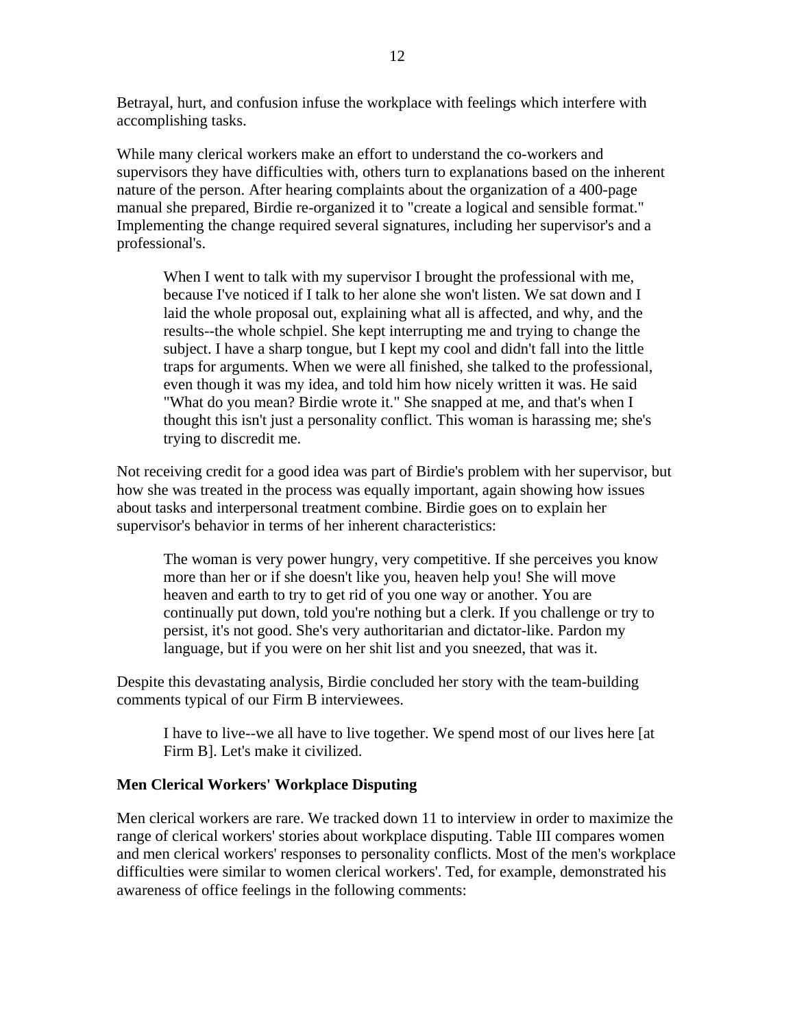Betrayal, hurt, and confusion infuse the workplace with feelings which interfere with accomplishing tasks.

While many clerical workers make an effort to understand the co-workers and supervisors they have difficulties with, others turn to explanations based on the inherent nature of the person. After hearing complaints about the organization of a 400-page manual she prepared, Birdie re-organized it to "create a logical and sensible format." Implementing the change required several signatures, including her supervisor's and a professional's.

> When I went to talk with my supervisor I brought the professional with me, because I've noticed if I talk to her alone she won't listen. We sat down and I laid the whole proposal out, explaining what all is affected, and why, and the results--the whole schpiel. She kept interrupting me and trying to change the subject. I have a sharp tongue, but I kept my cool and didn't fall into the little traps for arguments. When we were all finished, she talked to the professional, even though it was my idea, and told him how nicely written it was. He said "What do you mean? Birdie wrote it." She snapped at me, and that's when I thought this isn't just a personality conflict. This woman is harassing me; she's trying to discredit me.

Not receiving credit for a good idea was part of Birdie's problem with her supervisor, but how she was treated in the process was equally important, again showing how issues about tasks and interpersonal treatment combine. Birdie goes on to explain her supervisor's behavior in terms of her inherent characteristics:

> The woman is very power hungry, very competitive. If she perceives you know more than her or if she doesn't like you, heaven help you! She will move heaven and earth to try to get rid of you one way or another. You are continually put down, told you're nothing but a clerk. If you challenge or try to persist, it's not good. She's very authoritarian and dictator-like. Pardon my language, but if you were on her shit list and you sneezed, that was it.

Despite this devastating analysis, Birdie concluded her story with the team-building comments typical of our Firm B interviewees.

> I have to live--we all have to live together. We spend most of our lives here [at Firm B]. Let's make it civilized.

**Men Clerical Workers' Workplace Disputing**

Men clerical workers are rare. We tracked down 11 to interview in order to maximize the range of clerical workers' stories about workplace disputing. Table III compares women and men clerical workers' responses to personality conflicts. Most of the men's workplace difficulties were similar to women clerical workers'. Ted, for example, demonstrated his awareness of office feelings in the following comments: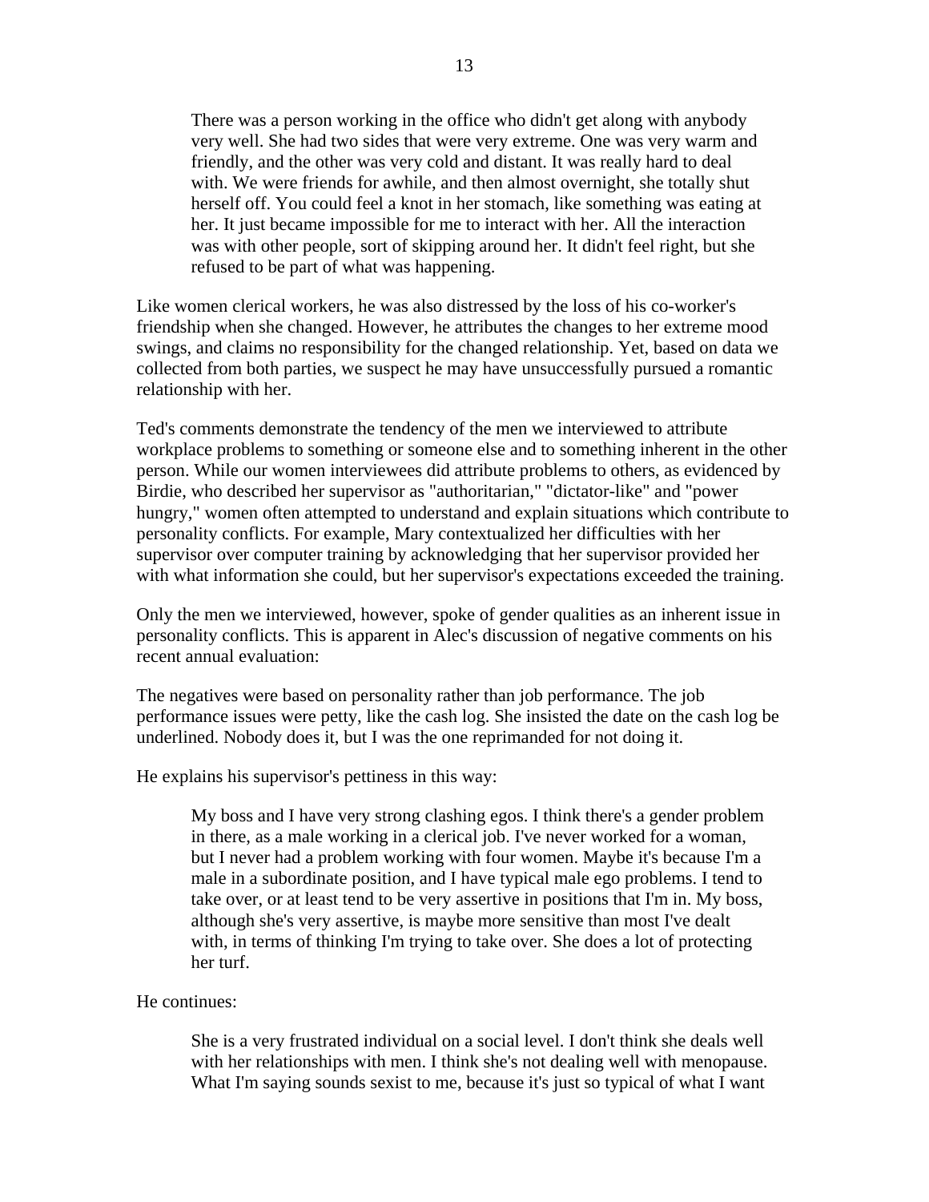> There was a person working in the office who didn't get along with anybody very well. She had two sides that were very extreme. One was very warm and friendly, and the other was very cold and distant. It was really hard to deal with. We were friends for awhile, and then almost overnight, she totally shut herself off. You could feel a knot in her stomach, like something was eating at her. It just became impossible for me to interact with her. All the interaction was with other people, sort of skipping around her. It didn't feel right, but she refused to be part of what was happening.

Like women clerical workers, he was also distressed by the loss of his co-worker's friendship when she changed. However, he attributes the changes to her extreme mood swings, and claims no responsibility for the changed relationship. Yet, based on data we collected from both parties, we suspect he may have unsuccessfully pursued a romantic relationship with her.

Ted's comments demonstrate the tendency of the men we interviewed to attribute workplace problems to something or someone else and to something inherent in the other person. While our women interviewees did attribute problems to others, as evidenced by Birdie, who described her supervisor as "authoritarian," "dictator-like" and "power hungry," women often attempted to understand and explain situations which contribute to personality conflicts. For example, Mary contextualized her difficulties with her supervisor over computer training by acknowledging that her supervisor provided her with what information she could, but her supervisor's expectations exceeded the training.

Only the men we interviewed, however, spoke of gender qualities as an inherent issue in personality conflicts. This is apparent in Alec's discussion of negative comments on his recent annual evaluation:

The negatives were based on personality rather than job performance. The job performance issues were petty, like the cash log. She insisted the date on the cash log be underlined. Nobody does it, but I was the one reprimanded for not doing it.

He explains his supervisor's pettiness in this way:

> My boss and I have very strong clashing egos. I think there's a gender problem in there, as a male working in a clerical job. I've never worked for a woman, but I never had a problem working with four women. Maybe it's because I'm a male in a subordinate position, and I have typical male ego problems. I tend to take over, or at least tend to be very assertive in positions that I'm in. My boss, although she's very assertive, is maybe more sensitive than most I've dealt with, in terms of thinking I'm trying to take over. She does a lot of protecting her turf.

He continues:

> She is a very frustrated individual on a social level. I don't think she deals well with her relationships with men. I think she's not dealing well with menopause. What I'm saying sounds sexist to me, because it's just so typical of what I want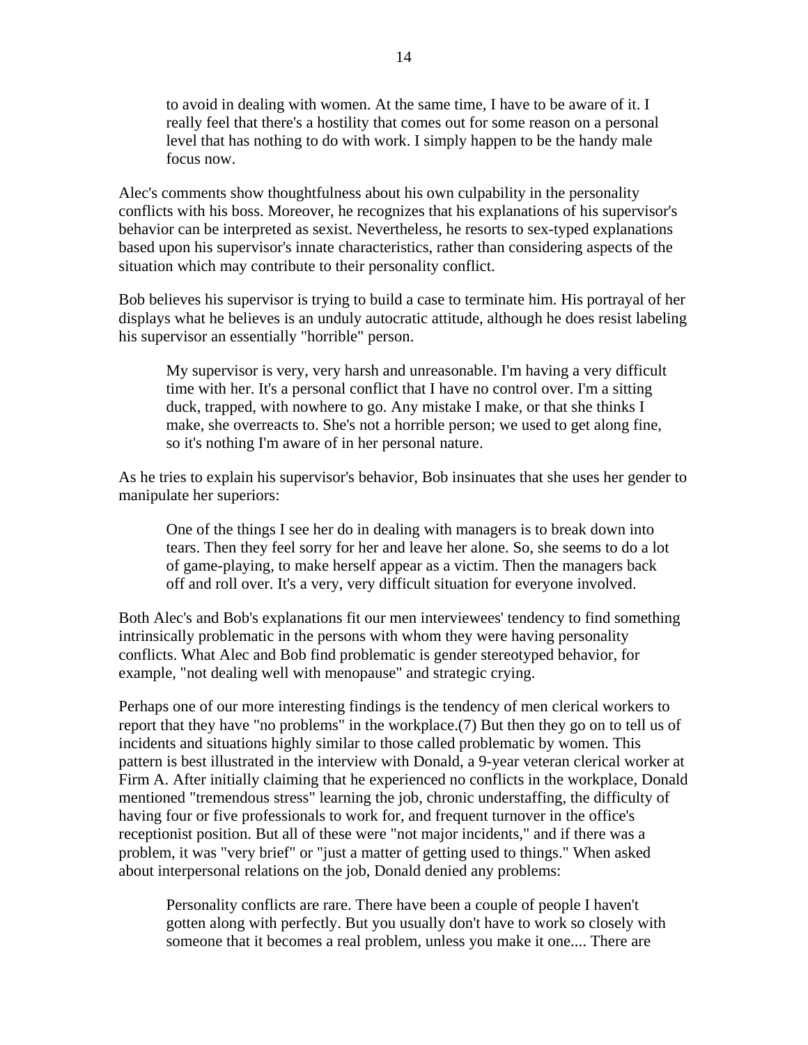> to avoid in dealing with women. At the same time, I have to be aware of it. I really feel that there's a hostility that comes out for some reason on a personal level that has nothing to do with work. I simply happen to be the handy male focus now.

Alec's comments show thoughtfulness about his own culpability in the personality conflicts with his boss. Moreover, he recognizes that his explanations of his supervisor's behavior can be interpreted as sexist. Nevertheless, he resorts to sex-typed explanations based upon his supervisor's innate characteristics, rather than considering aspects of the situation which may contribute to their personality conflict.

Bob believes his supervisor is trying to build a case to terminate him. His portrayal of her displays what he believes is an unduly autocratic attitude, although he does resist labeling his supervisor an essentially "horrible" person.

> My supervisor is very, very harsh and unreasonable. I'm having a very difficult time with her. It's a personal conflict that I have no control over. I'm a sitting duck, trapped, with nowhere to go. Any mistake I make, or that she thinks I make, she overreacts to. She's not a horrible person; we used to get along fine, so it's nothing I'm aware of in her personal nature.

As he tries to explain his supervisor's behavior, Bob insinuates that she uses her gender to manipulate her superiors:

> One of the things I see her do in dealing with managers is to break down into tears. Then they feel sorry for her and leave her alone. So, she seems to do a lot of game-playing, to make herself appear as a victim. Then the managers back off and roll over. It's a very, very difficult situation for everyone involved.

Both Alec's and Bob's explanations fit our men interviewees' tendency to find something intrinsically problematic in the persons with whom they were having personality conflicts. What Alec and Bob find problematic is gender stereotyped behavior, for example, "not dealing well with menopause" and strategic crying.

Perhaps one of our more interesting findings is the tendency of men clerical workers to report that they have "no problems" in the workplace.(7) But then they go on to tell us of incidents and situations highly similar to those called problematic by women. This pattern is best illustrated in the interview with Donald, a 9-year veteran clerical worker at Firm A. After initially claiming that he experienced no conflicts in the workplace, Donald mentioned "tremendous stress" learning the job, chronic understaffing, the difficulty of having four or five professionals to work for, and frequent turnover in the office's receptionist position. But all of these were "not major incidents," and if there was a problem, it was "very brief" or "just a matter of getting used to things." When asked about interpersonal relations on the job, Donald denied any problems:

> Personality conflicts are rare. There have been a couple of people I haven't gotten along with perfectly. But you usually don't have to work so closely with someone that it becomes a real problem, unless you make it one.... There are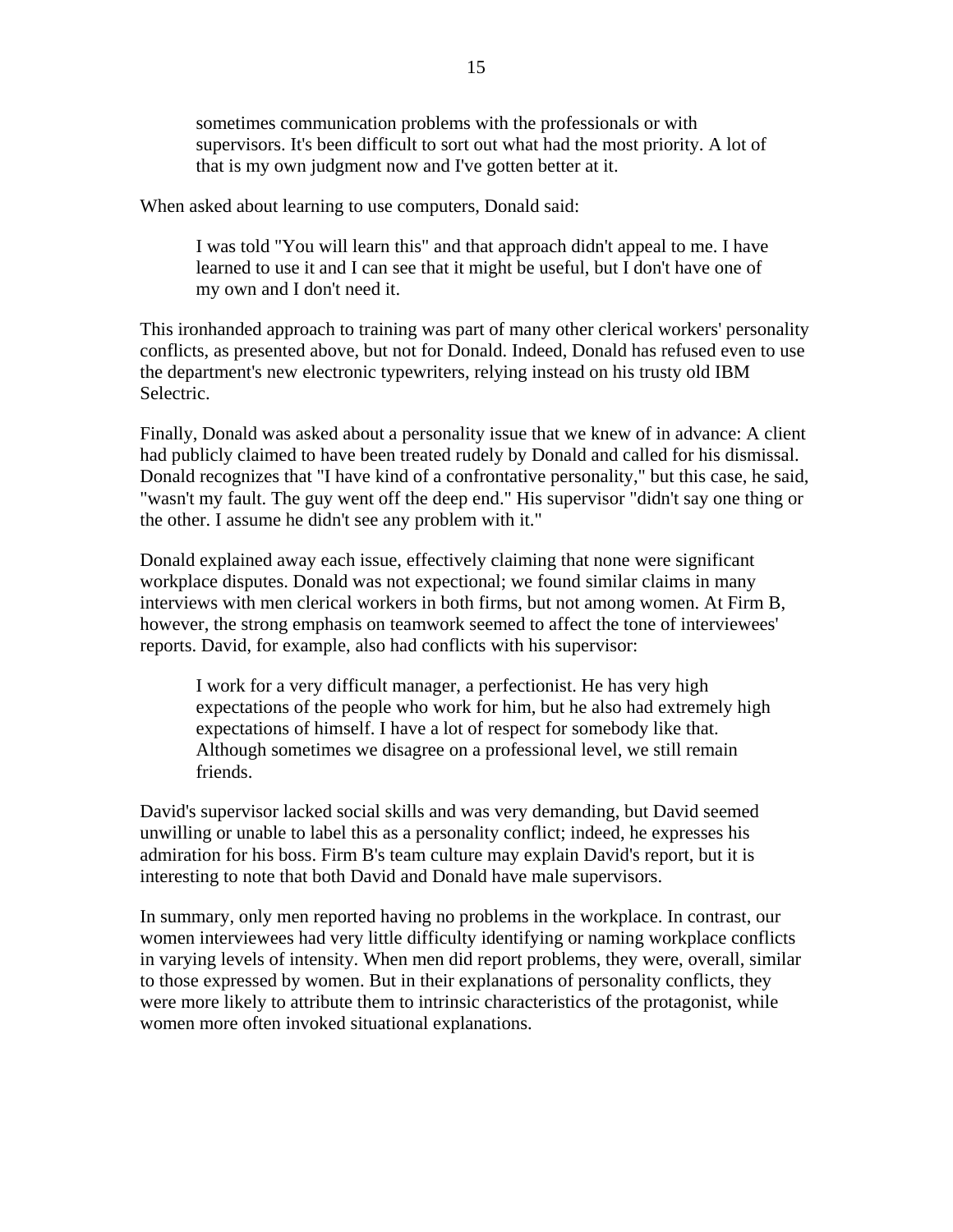> sometimes communication problems with the professionals or with supervisors. It's been difficult to sort out what had the most priority. A lot of that is my own judgment now and I've gotten better at it.

When asked about learning to use computers, Donald said:

> I was told "You will learn this" and that approach didn't appeal to me. I have learned to use it and I can see that it might be useful, but I don't have one of my own and I don't need it.

This ironhanded approach to training was part of many other clerical workers' personality conflicts, as presented above, but not for Donald. Indeed, Donald has refused even to use the department's new electronic typewriters, relying instead on his trusty old IBM Selectric.

Finally, Donald was asked about a personality issue that we knew of in advance: A client had publicly claimed to have been treated rudely by Donald and called for his dismissal. Donald recognizes that "I have kind of a confrontative personality," but this case, he said, "wasn't my fault. The guy went off the deep end." His supervisor "didn't say one thing or the other. I assume he didn't see any problem with it."

Donald explained away each issue, effectively claiming that none were significant workplace disputes. Donald was not expectional; we found similar claims in many interviews with men clerical workers in both firms, but not among women. At Firm B, however, the strong emphasis on teamwork seemed to affect the tone of interviewees' reports. David, for example, also had conflicts with his supervisor:

> I work for a very difficult manager, a perfectionist. He has very high expectations of the people who work for him, but he also had extremely high expectations of himself. I have a lot of respect for somebody like that. Although sometimes we disagree on a professional level, we still remain friends.

David's supervisor lacked social skills and was very demanding, but David seemed unwilling or unable to label this as a personality conflict; indeed, he expresses his admiration for his boss. Firm B's team culture may explain David's report, but it is interesting to note that both David and Donald have male supervisors.

In summary, only men reported having no problems in the workplace. In contrast, our women interviewees had very little difficulty identifying or naming workplace conflicts in varying levels of intensity. When men did report problems, they were, overall, similar to those expressed by women. But in their explanations of personality conflicts, they were more likely to attribute them to intrinsic characteristics of the protagonist, while women more often invoked situational explanations.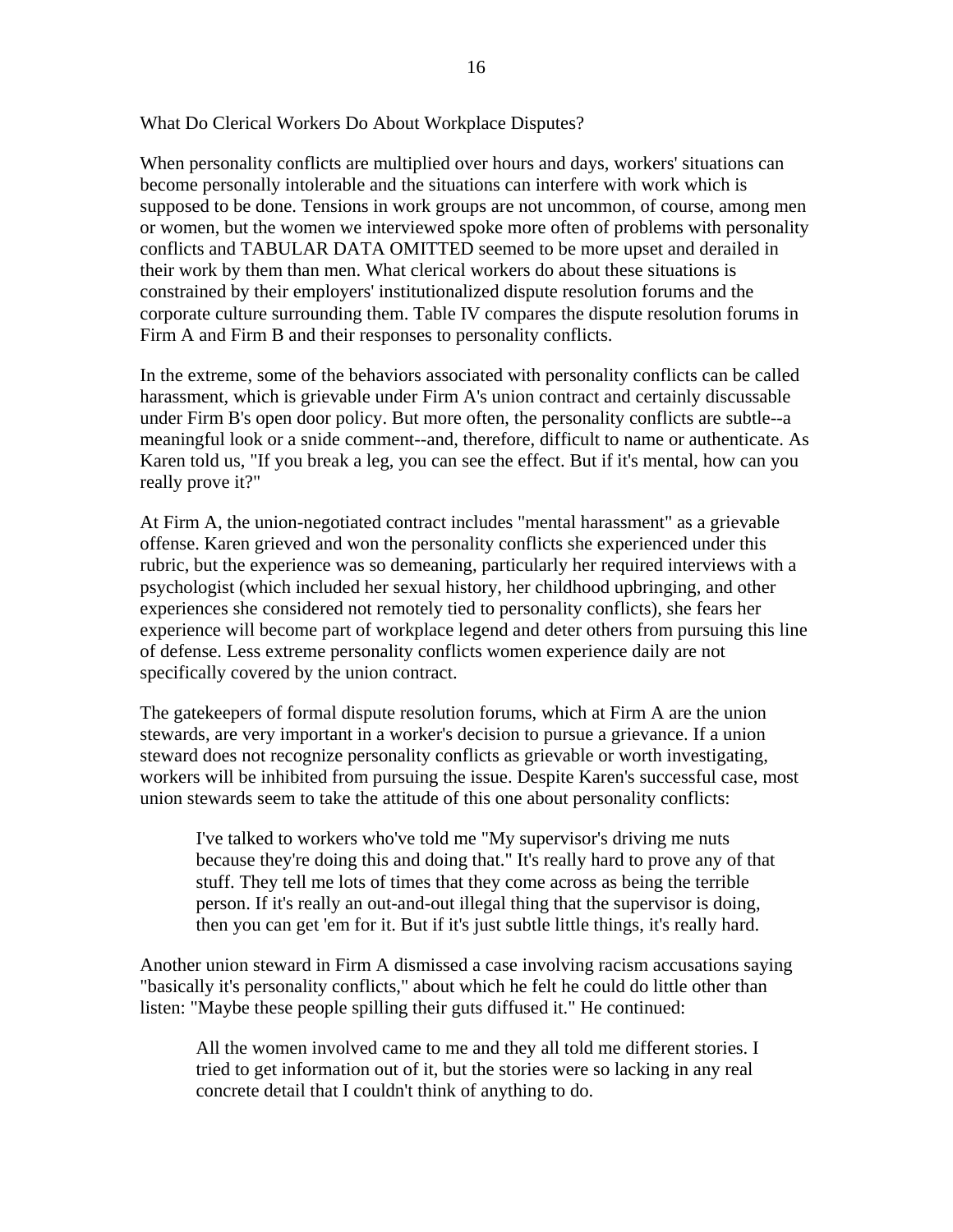What Do Clerical Workers Do About Workplace Disputes?

When personality conflicts are multiplied over hours and days, workers' situations can become personally intolerable and the situations can interfere with work which is supposed to be done. Tensions in work groups are not uncommon, of course, among men or women, but the women we interviewed spoke more often of problems with personality conflicts and TABULAR DATA OMITTED seemed to be more upset and derailed in their work by them than men. What clerical workers do about these situations is constrained by their employers' institutionalized dispute resolution forums and the corporate culture surrounding them. Table IV compares the dispute resolution forums in Firm A and Firm B and their responses to personality conflicts.

In the extreme, some of the behaviors associated with personality conflicts can be called harassment, which is grievable under Firm A's union contract and certainly discussable under Firm B's open door policy. But more often, the personality conflicts are subtle--a meaningful look or a snide comment--and, therefore, difficult to name or authenticate. As Karen told us, "If you break a leg, you can see the effect. But if it's mental, how can you really prove it?"

At Firm A, the union-negotiated contract includes "mental harassment" as a grievable offense. Karen grieved and won the personality conflicts she experienced under this rubric, but the experience was so demeaning, particularly her required interviews with a psychologist (which included her sexual history, her childhood upbringing, and other experiences she considered not remotely tied to personality conflicts), she fears her experience will become part of workplace legend and deter others from pursuing this line of defense. Less extreme personality conflicts women experience daily are not specifically covered by the union contract.

The gatekeepers of formal dispute resolution forums, which at Firm A are the union stewards, are very important in a worker's decision to pursue a grievance. If a union steward does not recognize personality conflicts as grievable or worth investigating, workers will be inhibited from pursuing the issue. Despite Karen's successful case, most union stewards seem to take the attitude of this one about personality conflicts:

> I've talked to workers who've told me "My supervisor's driving me nuts because they're doing this and doing that." It's really hard to prove any of that stuff. They tell me lots of times that they come across as being the terrible person. If it's really an out-and-out illegal thing that the supervisor is doing, then you can get 'em for it. But if it's just subtle little things, it's really hard.

Another union steward in Firm A dismissed a case involving racism accusations saying "basically it's personality conflicts," about which he felt he could do little other than listen: "Maybe these people spilling their guts diffused it." He continued:

> All the women involved came to me and they all told me different stories. I tried to get information out of it, but the stories were so lacking in any real concrete detail that I couldn't think of anything to do.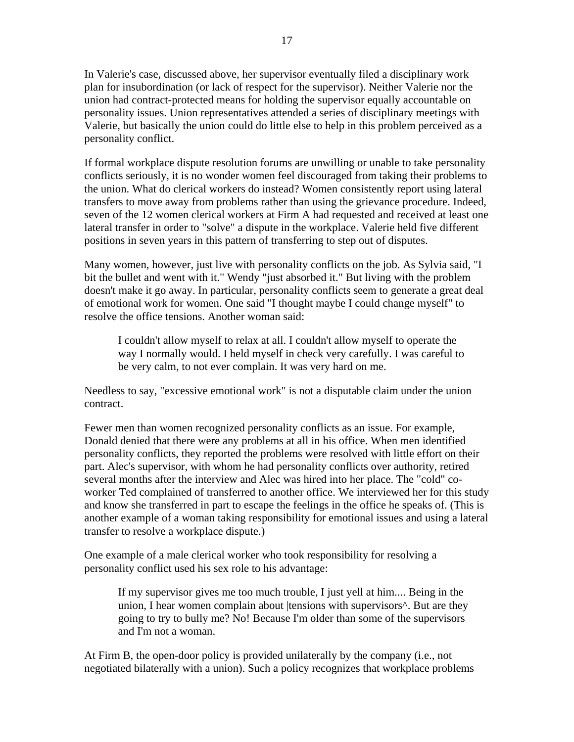In Valerie's case, discussed above, her supervisor eventually filed a disciplinary work plan for insubordination (or lack of respect for the supervisor). Neither Valerie nor the union had contract-protected means for holding the supervisor equally accountable on personality issues. Union representatives attended a series of disciplinary meetings with Valerie, but basically the union could do little else to help in this problem perceived as a personality conflict.

If formal workplace dispute resolution forums are unwilling or unable to take personality conflicts seriously, it is no wonder women feel discouraged from taking their problems to the union. What do clerical workers do instead? Women consistently report using lateral transfers to move away from problems rather than using the grievance procedure. Indeed, seven of the 12 women clerical workers at Firm A had requested and received at least one lateral transfer in order to "solve" a dispute in the workplace. Valerie held five different positions in seven years in this pattern of transferring to step out of disputes.

Many women, however, just live with personality conflicts on the job. As Sylvia said, "I bit the bullet and went with it." Wendy "just absorbed it." But living with the problem doesn't make it go away. In particular, personality conflicts seem to generate a great deal of emotional work for women. One said "I thought maybe I could change myself" to resolve the office tensions. Another woman said:

> I couldn't allow myself to relax at all. I couldn't allow myself to operate the way I normally would. I held myself in check very carefully. I was careful to be very calm, to not ever complain. It was very hard on me.

Needless to say, "excessive emotional work" is not a disputable claim under the union contract.

Fewer men than women recognized personality conflicts as an issue. For example, Donald denied that there were any problems at all in his office. When men identified personality conflicts, they reported the problems were resolved with little effort on their part. Alec's supervisor, with whom he had personality conflicts over authority, retired several months after the interview and Alec was hired into her place. The "cold" co-worker Ted complained of transferred to another office. We interviewed her for this study and know she transferred in part to escape the feelings in the office he speaks of. (This is another example of a woman taking responsibility for emotional issues and using a lateral transfer to resolve a workplace dispute.)

One example of a male clerical worker who took responsibility for resolving a personality conflict used his sex role to his advantage:

> If my supervisor gives me too much trouble, I just yell at him.... Being in the union, I hear women complain about |tensions with supervisors^. But are they going to try to bully me? No! Because I'm older than some of the supervisors and I'm not a woman.

At Firm B, the open-door policy is provided unilaterally by the company (i.e., not negotiated bilaterally with a union). Such a policy recognizes that workplace problems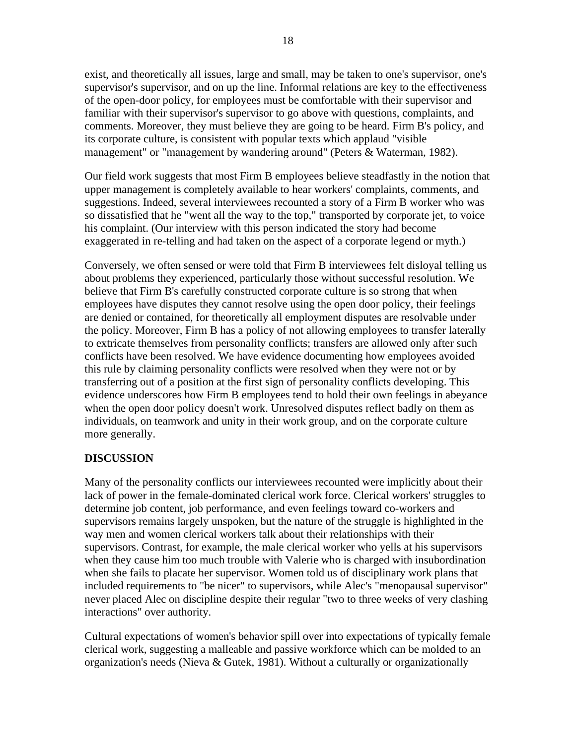exist, and theoretically all issues, large and small, may be taken to one's supervisor, one's supervisor's supervisor, and on up the line. Informal relations are key to the effectiveness of the open-door policy, for employees must be comfortable with their supervisor and familiar with their supervisor's supervisor to go above with questions, complaints, and comments. Moreover, they must believe they are going to be heard. Firm B's policy, and its corporate culture, is consistent with popular texts which applaud "visible management" or "management by wandering around" (Peters & Waterman, 1982).

Our field work suggests that most Firm B employees believe steadfastly in the notion that upper management is completely available to hear workers' complaints, comments, and suggestions. Indeed, several interviewees recounted a story of a Firm B worker who was so dissatisfied that he "went all the way to the top," transported by corporate jet, to voice his complaint. (Our interview with this person indicated the story had become exaggerated in re-telling and had taken on the aspect of a corporate legend or myth.)

Conversely, we often sensed or were told that Firm B interviewees felt disloyal telling us about problems they experienced, particularly those without successful resolution. We believe that Firm B's carefully constructed corporate culture is so strong that when employees have disputes they cannot resolve using the open door policy, their feelings are denied or contained, for theoretically all employment disputes are resolvable under the policy. Moreover, Firm B has a policy of not allowing employees to transfer laterally to extricate themselves from personality conflicts; transfers are allowed only after such conflicts have been resolved. We have evidence documenting how employees avoided this rule by claiming personality conflicts were resolved when they were not or by transferring out of a position at the first sign of personality conflicts developing. This evidence underscores how Firm B employees tend to hold their own feelings in abeyance when the open door policy doesn't work. Unresolved disputes reflect badly on them as individuals, on teamwork and unity in their work group, and on the corporate culture more generally.

## DISCUSSION

Many of the personality conflicts our interviewees recounted were implicitly about their lack of power in the female-dominated clerical work force. Clerical workers' struggles to determine job content, job performance, and even feelings toward co-workers and supervisors remains largely unspoken, but the nature of the struggle is highlighted in the way men and women clerical workers talk about their relationships with their supervisors. Contrast, for example, the male clerical worker who yells at his supervisors when they cause him too much trouble with Valerie who is charged with insubordination when she fails to placate her supervisor. Women told us of disciplinary work plans that included requirements to "be nicer" to supervisors, while Alec's "menopausal supervisor" never placed Alec on discipline despite their regular "two to three weeks of very clashing interactions" over authority.

Cultural expectations of women's behavior spill over into expectations of typically female clerical work, suggesting a malleable and passive workforce which can be molded to an organization's needs (Nieva & Gutek, 1981). Without a culturally or organizationally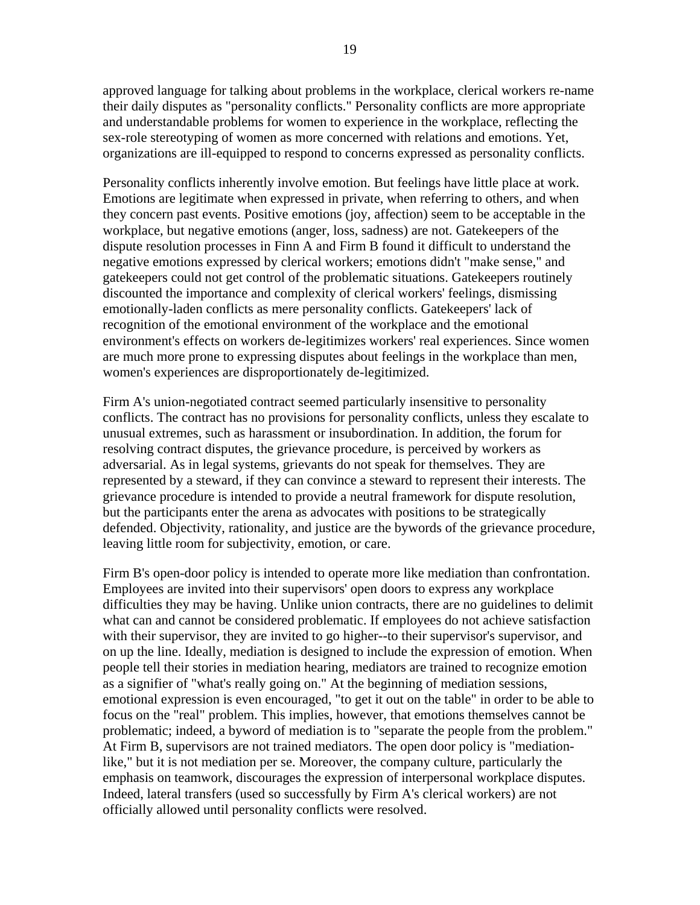approved language for talking about problems in the workplace, clerical workers re-name their daily disputes as "personality conflicts." Personality conflicts are more appropriate and understandable problems for women to experience in the workplace, reflecting the sex-role stereotyping of women as more concerned with relations and emotions. Yet, organizations are ill-equipped to respond to concerns expressed as personality conflicts.

Personality conflicts inherently involve emotion. But feelings have little place at work. Emotions are legitimate when expressed in private, when referring to others, and when they concern past events. Positive emotions (joy, affection) seem to be acceptable in the workplace, but negative emotions (anger, loss, sadness) are not. Gatekeepers of the dispute resolution processes in Finn A and Firm B found it difficult to understand the negative emotions expressed by clerical workers; emotions didn't "make sense," and gatekeepers could not get control of the problematic situations. Gatekeepers routinely discounted the importance and complexity of clerical workers' feelings, dismissing emotionally-laden conflicts as mere personality conflicts. Gatekeepers' lack of recognition of the emotional environment of the workplace and the emotional environment's effects on workers de-legitimizes workers' real experiences. Since women are much more prone to expressing disputes about feelings in the workplace than men, women's experiences are disproportionately de-legitimized.

Firm A's union-negotiated contract seemed particularly insensitive to personality conflicts. The contract has no provisions for personality conflicts, unless they escalate to unusual extremes, such as harassment or insubordination. In addition, the forum for resolving contract disputes, the grievance procedure, is perceived by workers as adversarial. As in legal systems, grievants do not speak for themselves. They are represented by a steward, if they can convince a steward to represent their interests. The grievance procedure is intended to provide a neutral framework for dispute resolution, but the participants enter the arena as advocates with positions to be strategically defended. Objectivity, rationality, and justice are the bywords of the grievance procedure, leaving little room for subjectivity, emotion, or care.

Firm B's open-door policy is intended to operate more like mediation than confrontation. Employees are invited into their supervisors' open doors to express any workplace difficulties they may be having. Unlike union contracts, there are no guidelines to delimit what can and cannot be considered problematic. If employees do not achieve satisfaction with their supervisor, they are invited to go higher--to their supervisor's supervisor, and on up the line. Ideally, mediation is designed to include the expression of emotion. When people tell their stories in mediation hearing, mediators are trained to recognize emotion as a signifier of "what's really going on." At the beginning of mediation sessions, emotional expression is even encouraged, "to get it out on the table" in order to be able to focus on the "real" problem. This implies, however, that emotions themselves cannot be problematic; indeed, a byword of mediation is to "separate the people from the problem." At Firm B, supervisors are not trained mediators. The open door policy is "mediation-like," but it is not mediation per se. Moreover, the company culture, particularly the emphasis on teamwork, discourages the expression of interpersonal workplace disputes. Indeed, lateral transfers (used so successfully by Firm A's clerical workers) are not officially allowed until personality conflicts were resolved.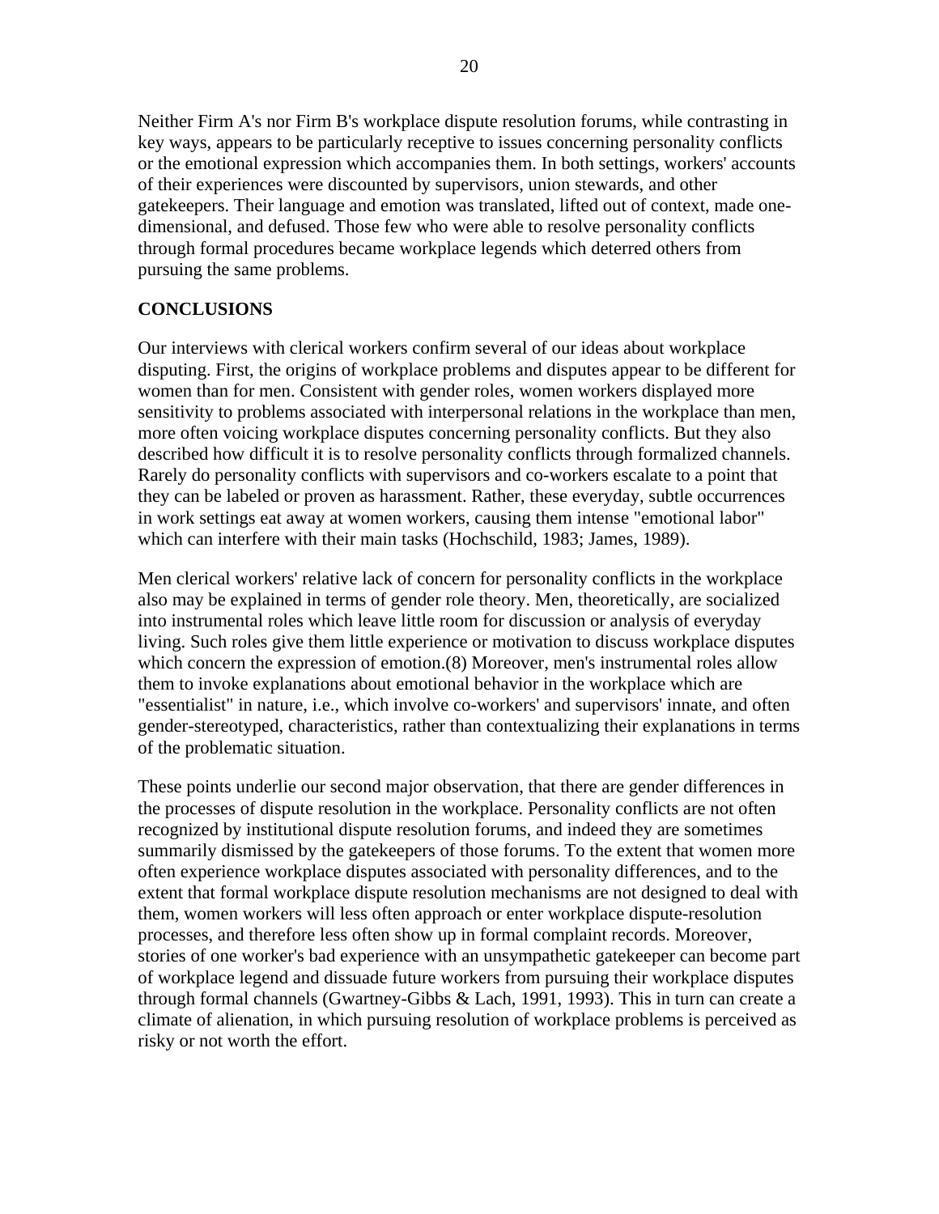Neither Firm A's nor Firm B's workplace dispute resolution forums, while contrasting in key ways, appears to be particularly receptive to issues concerning personality conflicts or the emotional expression which accompanies them. In both settings, workers' accounts of their experiences were discounted by supervisors, union stewards, and other gatekeepers. Their language and emotion was translated, lifted out of context, made one-dimensional, and defused. Those few who were able to resolve personality conflicts through formal procedures became workplace legends which deterred others from pursuing the same problems.

## CONCLUSIONS

Our interviews with clerical workers confirm several of our ideas about workplace disputing. First, the origins of workplace problems and disputes appear to be different for women than for men. Consistent with gender roles, women workers displayed more sensitivity to problems associated with interpersonal relations in the workplace than men, more often voicing workplace disputes concerning personality conflicts. But they also described how difficult it is to resolve personality conflicts through formalized channels. Rarely do personality conflicts with supervisors and co-workers escalate to a point that they can be labeled or proven as harassment. Rather, these everyday, subtle occurrences in work settings eat away at women workers, causing them intense "emotional labor" which can interfere with their main tasks (Hochschild, 1983; James, 1989).

Men clerical workers' relative lack of concern for personality conflicts in the workplace also may be explained in terms of gender role theory. Men, theoretically, are socialized into instrumental roles which leave little room for discussion or analysis of everyday living. Such roles give them little experience or motivation to discuss workplace disputes which concern the expression of emotion.(8) Moreover, men's instrumental roles allow them to invoke explanations about emotional behavior in the workplace which are "essentialist" in nature, i.e., which involve co-workers' and supervisors' innate, and often gender-stereotyped, characteristics, rather than contextualizing their explanations in terms of the problematic situation.

These points underlie our second major observation, that there are gender differences in the processes of dispute resolution in the workplace. Personality conflicts are not often recognized by institutional dispute resolution forums, and indeed they are sometimes summarily dismissed by the gatekeepers of those forums. To the extent that women more often experience workplace disputes associated with personality differences, and to the extent that formal workplace dispute resolution mechanisms are not designed to deal with them, women workers will less often approach or enter workplace dispute-resolution processes, and therefore less often show up in formal complaint records. Moreover, stories of one worker's bad experience with an unsympathetic gatekeeper can become part of workplace legend and dissuade future workers from pursuing their workplace disputes through formal channels (Gwartney-Gibbs & Lach, 1991, 1993). This in turn can create a climate of alienation, in which pursuing resolution of workplace problems is perceived as risky or not worth the effort.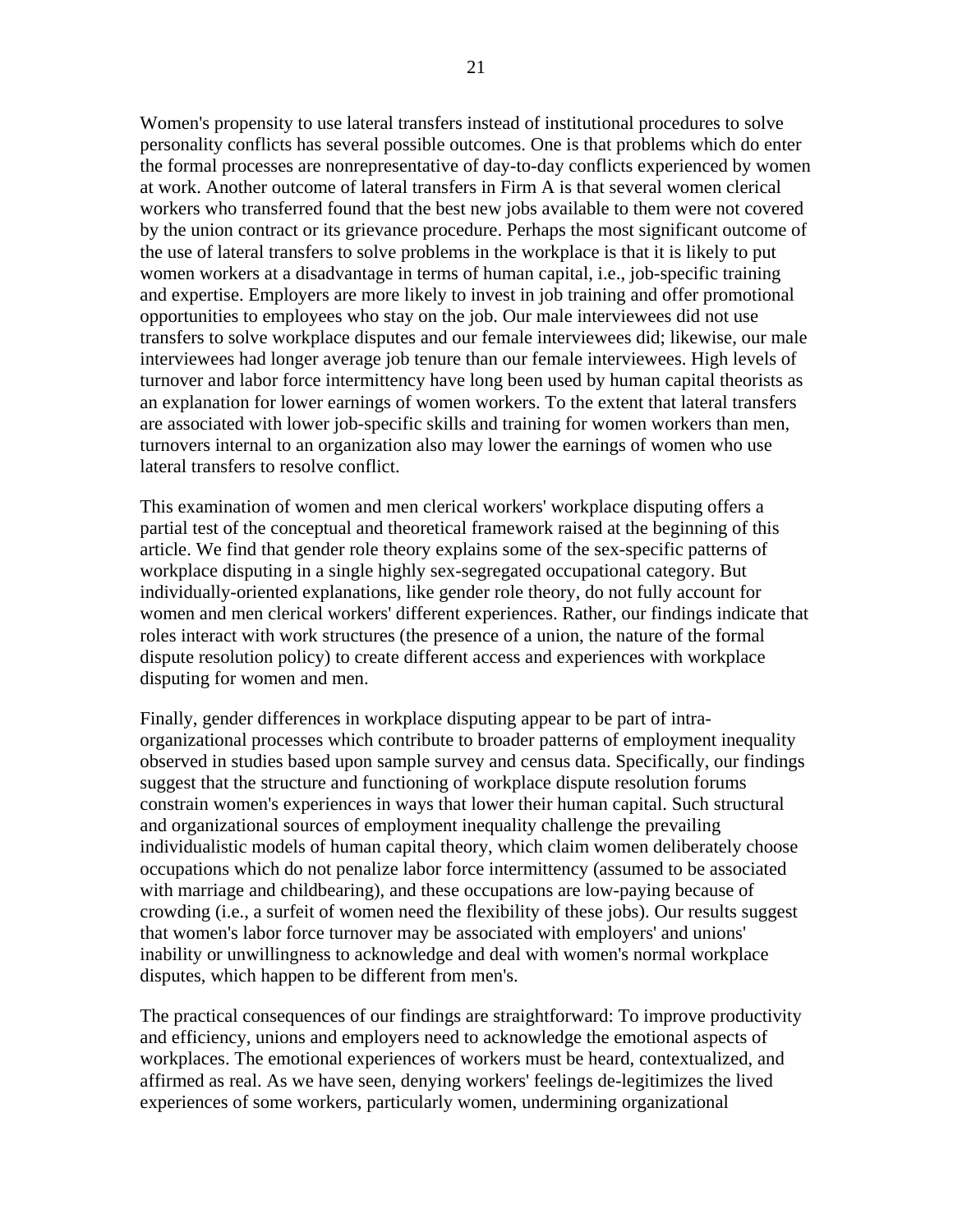Women's propensity to use lateral transfers instead of institutional procedures to solve personality conflicts has several possible outcomes. One is that problems which do enter the formal processes are nonrepresentative of day-to-day conflicts experienced by women at work. Another outcome of lateral transfers in Firm A is that several women clerical workers who transferred found that the best new jobs available to them were not covered by the union contract or its grievance procedure. Perhaps the most significant outcome of the use of lateral transfers to solve problems in the workplace is that it is likely to put women workers at a disadvantage in terms of human capital, i.e., job-specific training and expertise. Employers are more likely to invest in job training and offer promotional opportunities to employees who stay on the job. Our male interviewees did not use transfers to solve workplace disputes and our female interviewees did; likewise, our male interviewees had longer average job tenure than our female interviewees. High levels of turnover and labor force intermittency have long been used by human capital theorists as an explanation for lower earnings of women workers. To the extent that lateral transfers are associated with lower job-specific skills and training for women workers than men, turnovers internal to an organization also may lower the earnings of women who use lateral transfers to resolve conflict.

This examination of women and men clerical workers' workplace disputing offers a partial test of the conceptual and theoretical framework raised at the beginning of this article. We find that gender role theory explains some of the sex-specific patterns of workplace disputing in a single highly sex-segregated occupational category. But individually-oriented explanations, like gender role theory, do not fully account for women and men clerical workers' different experiences. Rather, our findings indicate that roles interact with work structures (the presence of a union, the nature of the formal dispute resolution policy) to create different access and experiences with workplace disputing for women and men.

Finally, gender differences in workplace disputing appear to be part of intra-organizational processes which contribute to broader patterns of employment inequality observed in studies based upon sample survey and census data. Specifically, our findings suggest that the structure and functioning of workplace dispute resolution forums constrain women's experiences in ways that lower their human capital. Such structural and organizational sources of employment inequality challenge the prevailing individualistic models of human capital theory, which claim women deliberately choose occupations which do not penalize labor force intermittency (assumed to be associated with marriage and childbearing), and these occupations are low-paying because of crowding (i.e., a surfeit of women need the flexibility of these jobs). Our results suggest that women's labor force turnover may be associated with employers' and unions' inability or unwillingness to acknowledge and deal with women's normal workplace disputes, which happen to be different from men's.

The practical consequences of our findings are straightforward: To improve productivity and efficiency, unions and employers need to acknowledge the emotional aspects of workplaces. The emotional experiences of workers must be heard, contextualized, and affirmed as real. As we have seen, denying workers' feelings de-legitimizes the lived experiences of some workers, particularly women, undermining organizational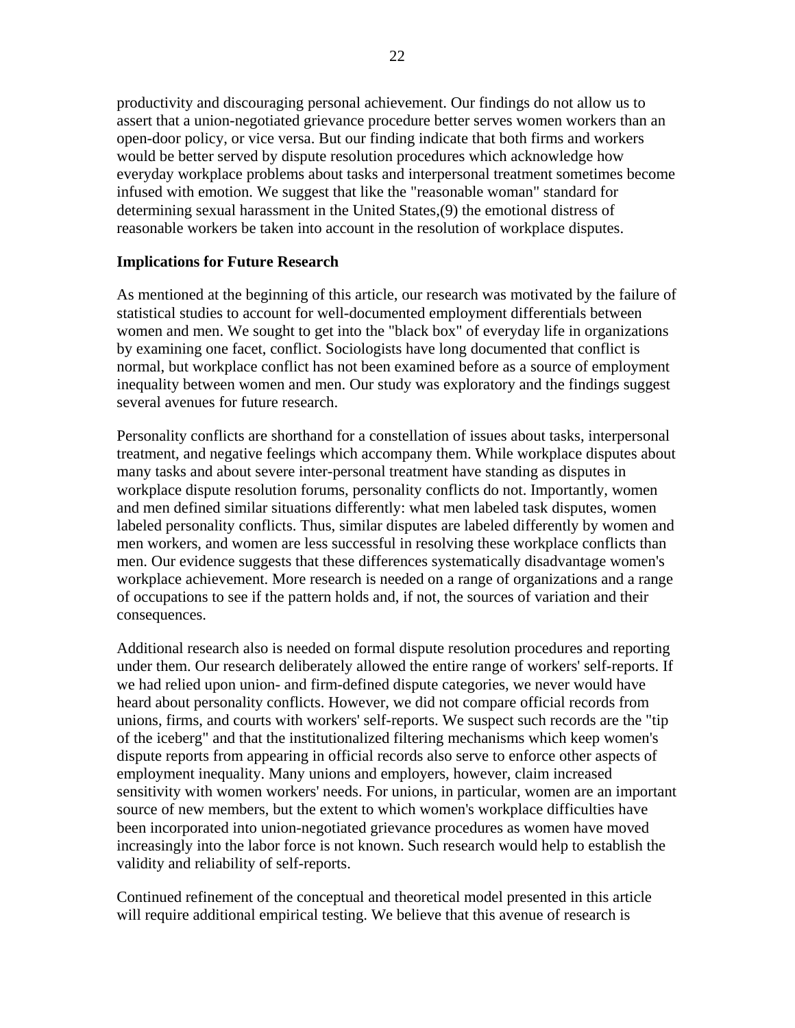productivity and discouraging personal achievement. Our findings do not allow us to assert that a union-negotiated grievance procedure better serves women workers than an open-door policy, or vice versa. But our finding indicate that both firms and workers would be better served by dispute resolution procedures which acknowledge how everyday workplace problems about tasks and interpersonal treatment sometimes become infused with emotion. We suggest that like the "reasonable woman" standard for determining sexual harassment in the United States,(9) the emotional distress of reasonable workers be taken into account in the resolution of workplace disputes.

**Implications for Future Research**

As mentioned at the beginning of this article, our research was motivated by the failure of statistical studies to account for well-documented employment differentials between women and men. We sought to get into the "black box" of everyday life in organizations by examining one facet, conflict. Sociologists have long documented that conflict is normal, but workplace conflict has not been examined before as a source of employment inequality between women and men. Our study was exploratory and the findings suggest several avenues for future research.

Personality conflicts are shorthand for a constellation of issues about tasks, interpersonal treatment, and negative feelings which accompany them. While workplace disputes about many tasks and about severe inter-personal treatment have standing as disputes in workplace dispute resolution forums, personality conflicts do not. Importantly, women and men defined similar situations differently: what men labeled task disputes, women labeled personality conflicts. Thus, similar disputes are labeled differently by women and men workers, and women are less successful in resolving these workplace conflicts than men. Our evidence suggests that these differences systematically disadvantage women's workplace achievement. More research is needed on a range of organizations and a range of occupations to see if the pattern holds and, if not, the sources of variation and their consequences.

Additional research also is needed on formal dispute resolution procedures and reporting under them. Our research deliberately allowed the entire range of workers' self-reports. If we had relied upon union- and firm-defined dispute categories, we never would have heard about personality conflicts. However, we did not compare official records from unions, firms, and courts with workers' self-reports. We suspect such records are the "tip of the iceberg" and that the institutionalized filtering mechanisms which keep women's dispute reports from appearing in official records also serve to enforce other aspects of employment inequality. Many unions and employers, however, claim increased sensitivity with women workers' needs. For unions, in particular, women are an important source of new members, but the extent to which women's workplace difficulties have been incorporated into union-negotiated grievance procedures as women have moved increasingly into the labor force is not known. Such research would help to establish the validity and reliability of self-reports.

Continued refinement of the conceptual and theoretical model presented in this article will require additional empirical testing. We believe that this avenue of research is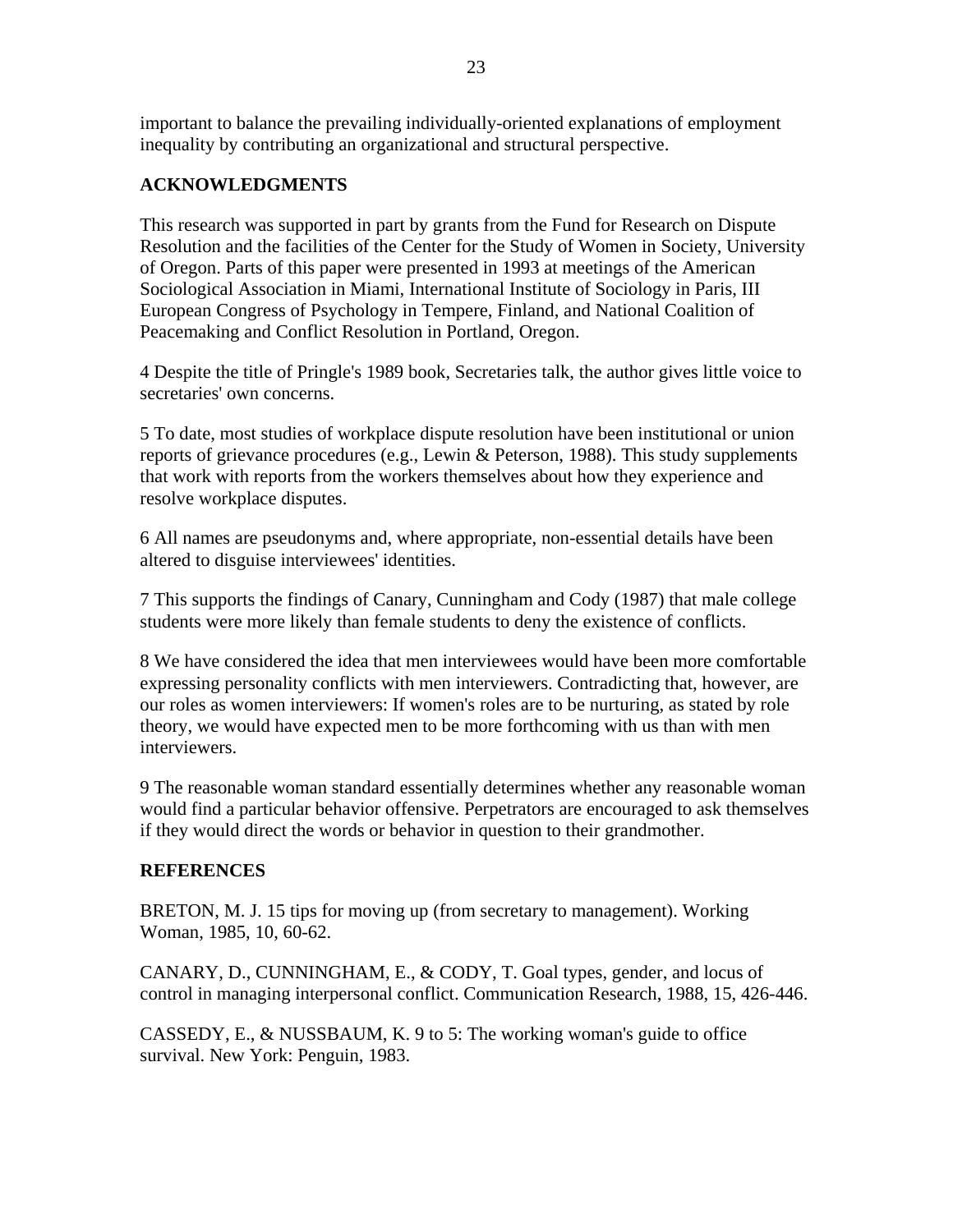important to balance the prevailing individually-oriented explanations of employment inequality by contributing an organizational and structural perspective.

## ACKNOWLEDGMENTS

This research was supported in part by grants from the Fund for Research on Dispute Resolution and the facilities of the Center for the Study of Women in Society, University of Oregon. Parts of this paper were presented in 1993 at meetings of the American Sociological Association in Miami, International Institute of Sociology in Paris, III European Congress of Psychology in Tempere, Finland, and National Coalition of Peacemaking and Conflict Resolution in Portland, Oregon.

4 Despite the title of Pringle's 1989 book, Secretaries talk, the author gives little voice to secretaries' own concerns.

5 To date, most studies of workplace dispute resolution have been institutional or union reports of grievance procedures (e.g., Lewin & Peterson, 1988). This study supplements that work with reports from the workers themselves about how they experience and resolve workplace disputes.

6 All names are pseudonyms and, where appropriate, non-essential details have been altered to disguise interviewees' identities.

7 This supports the findings of Canary, Cunningham and Cody (1987) that male college students were more likely than female students to deny the existence of conflicts.

8 We have considered the idea that men interviewees would have been more comfortable expressing personality conflicts with men interviewers. Contradicting that, however, are our roles as women interviewers: If women's roles are to be nurturing, as stated by role theory, we would have expected men to be more forthcoming with us than with men interviewers.

9 The reasonable woman standard essentially determines whether any reasonable woman would find a particular behavior offensive. Perpetrators are encouraged to ask themselves if they would direct the words or behavior in question to their grandmother.

## REFERENCES

BRETON, M. J. 15 tips for moving up (from secretary to management). Working Woman, 1985, 10, 60-62.

CANARY, D., CUNNINGHAM, E., & CODY, T. Goal types, gender, and locus of control in managing interpersonal conflict. Communication Research, 1988, 15, 426-446.

CASSEDY, E., & NUSSBAUM, K. 9 to 5: The working woman's guide to office survival. New York: Penguin, 1983.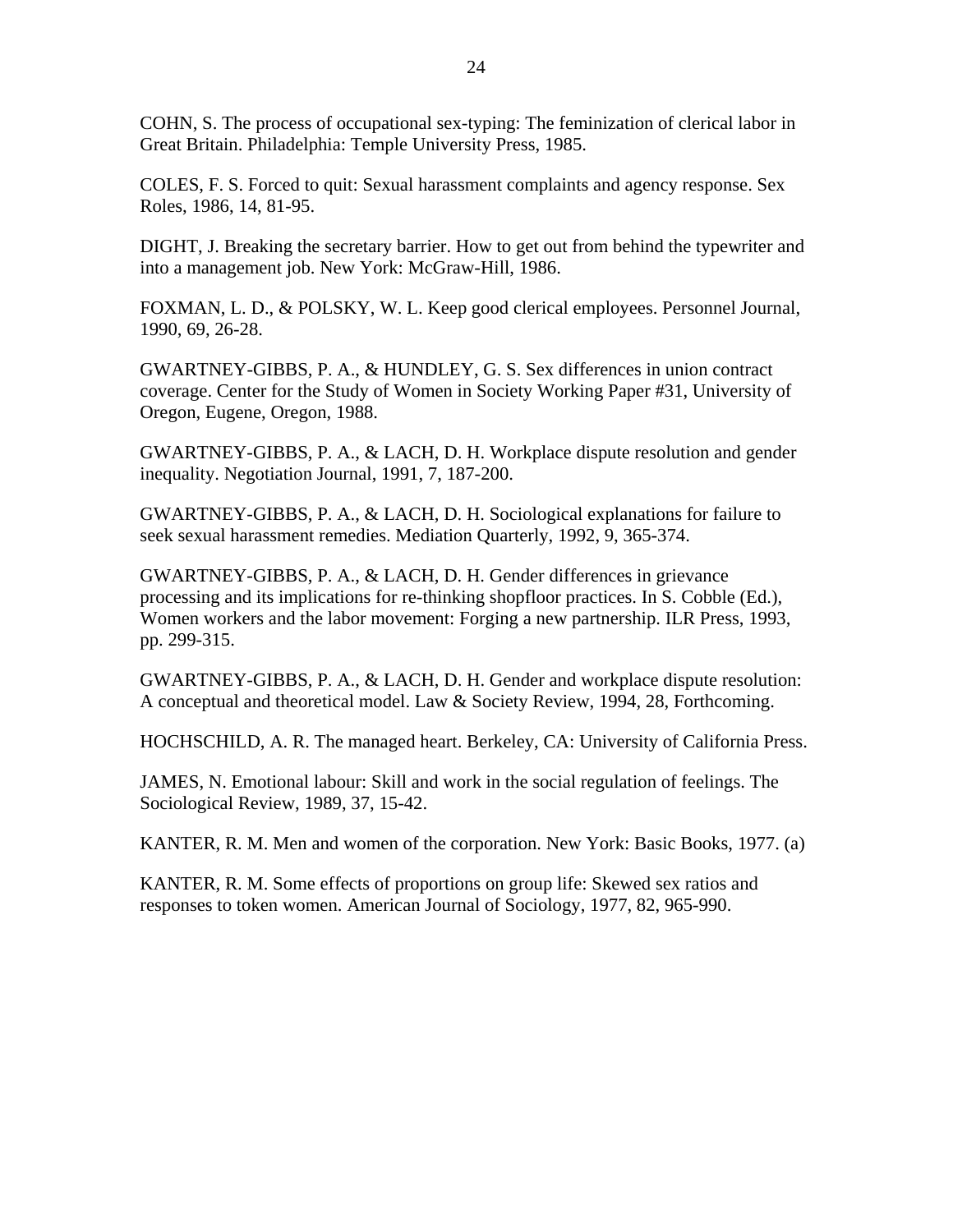COHN, S. The process of occupational sex-typing: The feminization of clerical labor in Great Britain. Philadelphia: Temple University Press, 1985.

COLES, F. S. Forced to quit: Sexual harassment complaints and agency response. Sex Roles, 1986, 14, 81-95.

DIGHT, J. Breaking the secretary barrier. How to get out from behind the typewriter and into a management job. New York: McGraw-Hill, 1986.

FOXMAN, L. D., & POLSKY, W. L. Keep good clerical employees. Personnel Journal, 1990, 69, 26-28.

GWARTNEY-GIBBS, P. A., & HUNDLEY, G. S. Sex differences in union contract coverage. Center for the Study of Women in Society Working Paper #31, University of Oregon, Eugene, Oregon, 1988.

GWARTNEY-GIBBS, P. A., & LACH, D. H. Workplace dispute resolution and gender inequality. Negotiation Journal, 1991, 7, 187-200.

GWARTNEY-GIBBS, P. A., & LACH, D. H. Sociological explanations for failure to seek sexual harassment remedies. Mediation Quarterly, 1992, 9, 365-374.

GWARTNEY-GIBBS, P. A., & LACH, D. H. Gender differences in grievance processing and its implications for re-thinking shopfloor practices. In S. Cobble (Ed.), Women workers and the labor movement: Forging a new partnership. ILR Press, 1993, pp. 299-315.

GWARTNEY-GIBBS, P. A., & LACH, D. H. Gender and workplace dispute resolution: A conceptual and theoretical model. Law & Society Review, 1994, 28, Forthcoming.

HOCHSCHILD, A. R. The managed heart. Berkeley, CA: University of California Press.

JAMES, N. Emotional labour: Skill and work in the social regulation of feelings. The Sociological Review, 1989, 37, 15-42.

KANTER, R. M. Men and women of the corporation. New York: Basic Books, 1977. (a)

KANTER, R. M. Some effects of proportions on group life: Skewed sex ratios and responses to token women. American Journal of Sociology, 1977, 82, 965-990.